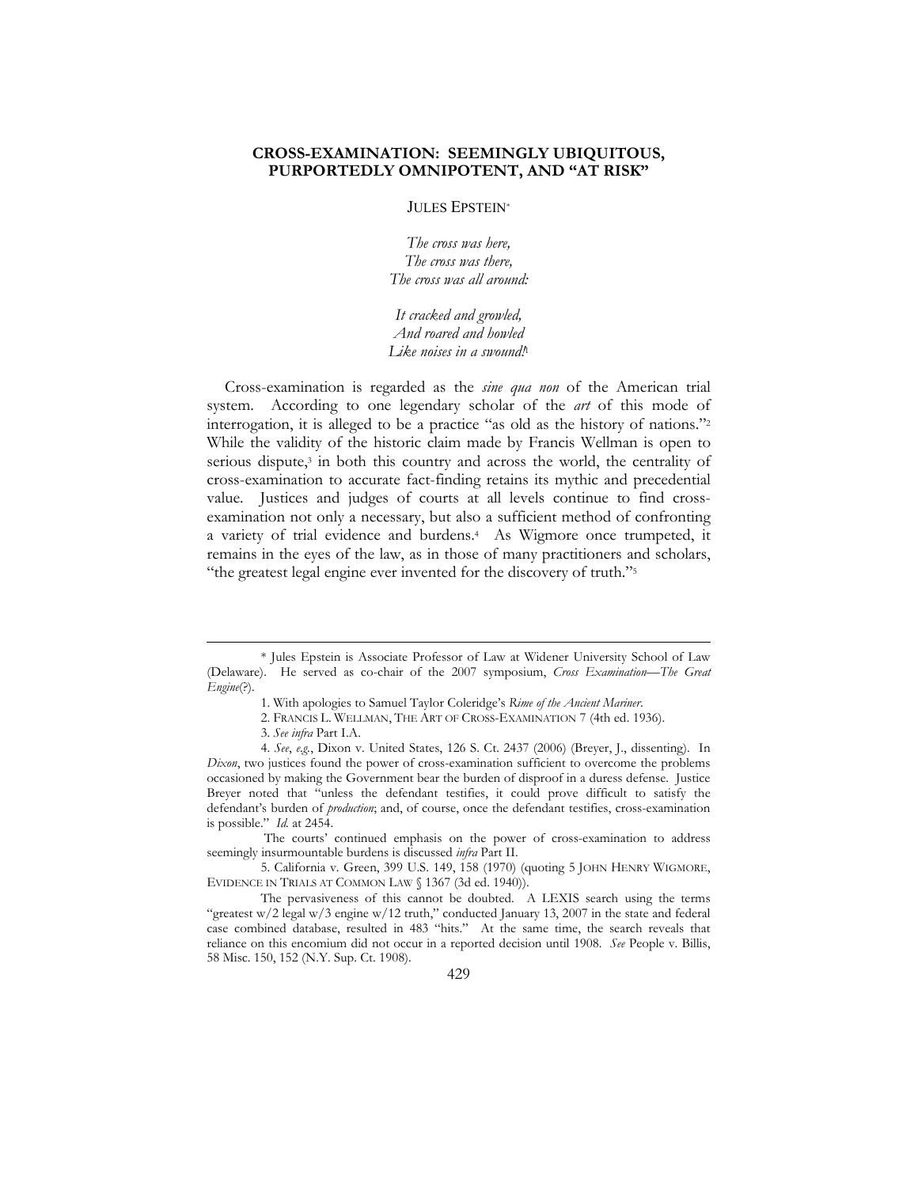# CROSS-EXAMINATION: SEEMINGLY UBIQUITOUS, PURPORTEDLY OMNIPOTENT, AND "AT RISK"

JULES EPSTEIN*

*The cross was here,*
*The cross was there,*
*The cross was all around:*

*It cracked and growled,*
*And roared and howled*
*Like noises in a swound!*[1]

Cross-examination is regarded as the *sine qua non* of the American trial system. According to one legendary scholar of the *art* of this mode of interrogation, it is alleged to be a practice "as old as the history of nations."[2] While the validity of the historic claim made by Francis Wellman is open to serious dispute,[3] in both this country and across the world, the centrality of cross-examination to accurate fact-finding retains its mythic and precedential value. Justices and judges of courts at all levels continue to find cross-examination not only a necessary, but also a sufficient method of confronting a variety of trial evidence and burdens.[4] As Wigmore once trumpeted, it remains in the eyes of the law, as in those of many practitioners and scholars, "the greatest legal engine ever invented for the discovery of truth."[5]

---

\* Jules Epstein is Associate Professor of Law at Widener University School of Law (Delaware). He served as co-chair of the 2007 symposium, *Cross Examination—The Great Engine*(?).

1. With apologies to Samuel Taylor Coleridge's *Rime of the Ancient Mariner*.

2. FRANCIS L. WELLMAN, THE ART OF CROSS-EXAMINATION 7 (4th ed. 1936).

3. *See infra* Part I.A.

4. *See, e.g.*, Dixon v. United States, 126 S. Ct. 2437 (2006) (Breyer, J., dissenting). In *Dixon*, two justices found the power of cross-examination sufficient to overcome the problems occasioned by making the Government bear the burden of disproof in a duress defense. Justice Breyer noted that "unless the defendant testifies, it could prove difficult to satisfy the defendant's burden of *production*; and, of course, once the defendant testifies, cross-examination is possible." *Id.* at 2454.

The courts' continued emphasis on the power of cross-examination to address seemingly insurmountable burdens is discussed *infra* Part II.

5. California v. Green, 399 U.S. 149, 158 (1970) (quoting 5 JOHN HENRY WIGMORE, EVIDENCE IN TRIALS AT COMMON LAW § 1367 (3d ed. 1940)).

The pervasiveness of this cannot be doubted. A LEXIS search using the terms "greatest w/2 legal w/3 engine w/12 truth," conducted January 13, 2007 in the state and federal case combined database, resulted in 483 "hits." At the same time, the search reveals that reliance on this encomium did not occur in a reported decision until 1908. *See* People v. Billis, 58 Misc. 150, 152 (N.Y. Sup. Ct. 1908).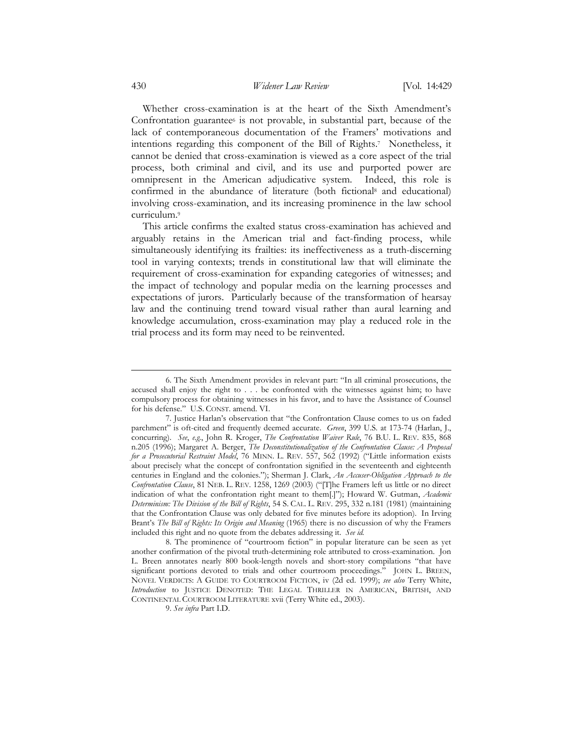Whether cross-examination is at the heart of the Sixth Amendment's Confrontation guarantee[6] is not provable, in substantial part, because of the lack of contemporaneous documentation of the Framers' motivations and intentions regarding this component of the Bill of Rights.[7] Nonetheless, it cannot be denied that cross-examination is viewed as a core aspect of the trial process, both criminal and civil, and its use and purported power are omnipresent in the American adjudicative system. Indeed, this role is confirmed in the abundance of literature (both fictional[8] and educational) involving cross-examination, and its increasing prominence in the law school curriculum.[9]

This article confirms the exalted status cross-examination has achieved and arguably retains in the American trial and fact-finding process, while simultaneously identifying its frailties: its ineffectiveness as a truth-discerning tool in varying contexts; trends in constitutional law that will eliminate the requirement of cross-examination for expanding categories of witnesses; and the impact of technology and popular media on the learning processes and expectations of jurors. Particularly because of the transformation of hearsay law and the continuing trend toward visual rather than aural learning and knowledge accumulation, cross-examination may play a reduced role in the trial process and its form may need to be reinvented.

---

6. The Sixth Amendment provides in relevant part: "In all criminal prosecutions, the accused shall enjoy the right to . . . be confronted with the witnesses against him; to have compulsory process for obtaining witnesses in his favor, and to have the Assistance of Counsel for his defense." U.S. CONST. amend. VI.

7. Justice Harlan's observation that "the Confrontation Clause comes to us on faded parchment" is oft-cited and frequently deemed accurate. *Green*, 399 U.S. at 173-74 (Harlan, J., concurring). *See*, *e.g.*, John R. Kroger, *The Confrontation Waiver Rule*, 76 B.U. L. REV. 835, 868 n.205 (1996); Margaret A. Berger, *The Deconstitutionalization of the Confrontation Clause: A Proposal for a Prosecutorial Restraint Model*, 76 MINN. L. REV. 557, 562 (1992) ("Little information exists about precisely what the concept of confrontation signified in the seventeenth and eighteenth centuries in England and the colonies."); Sherman J. Clark, *An Accuser-Obligation Approach to the Confrontation Clause*, 81 NEB. L. REV. 1258, 1269 (2003) ("[T]he Framers left us little or no direct indication of what the confrontation right meant to them[.]"); Howard W. Gutman, *Academic Determinism: The Division of the Bill of Rights*, 54 S. CAL. L. REV. 295, 332 n.181 (1981) (maintaining that the Confrontation Clause was only debated for five minutes before its adoption). In Irving Brant's *The Bill of Rights: Its Origin and Meaning* (1965) there is no discussion of why the Framers included this right and no quote from the debates addressing it. *See id.*

8. The prominence of "courtroom fiction" in popular literature can be seen as yet another confirmation of the pivotal truth-determining role attributed to cross-examination. Jon L. Breen annotates nearly 800 book-length novels and short-story compilations "that have significant portions devoted to trials and other courtroom proceedings." JOHN L. BREEN, NOVEL VERDICTS: A GUIDE TO COURTROOM FICTION, iv (2d ed. 1999); *see also* Terry White, *Introduction* to JUSTICE DENOTED: THE LEGAL THRILLER IN AMERICAN, BRITISH, AND CONTINENTAL COURTROOM LITERATURE xvii (Terry White ed., 2003).

9. *See infra* Part I.D.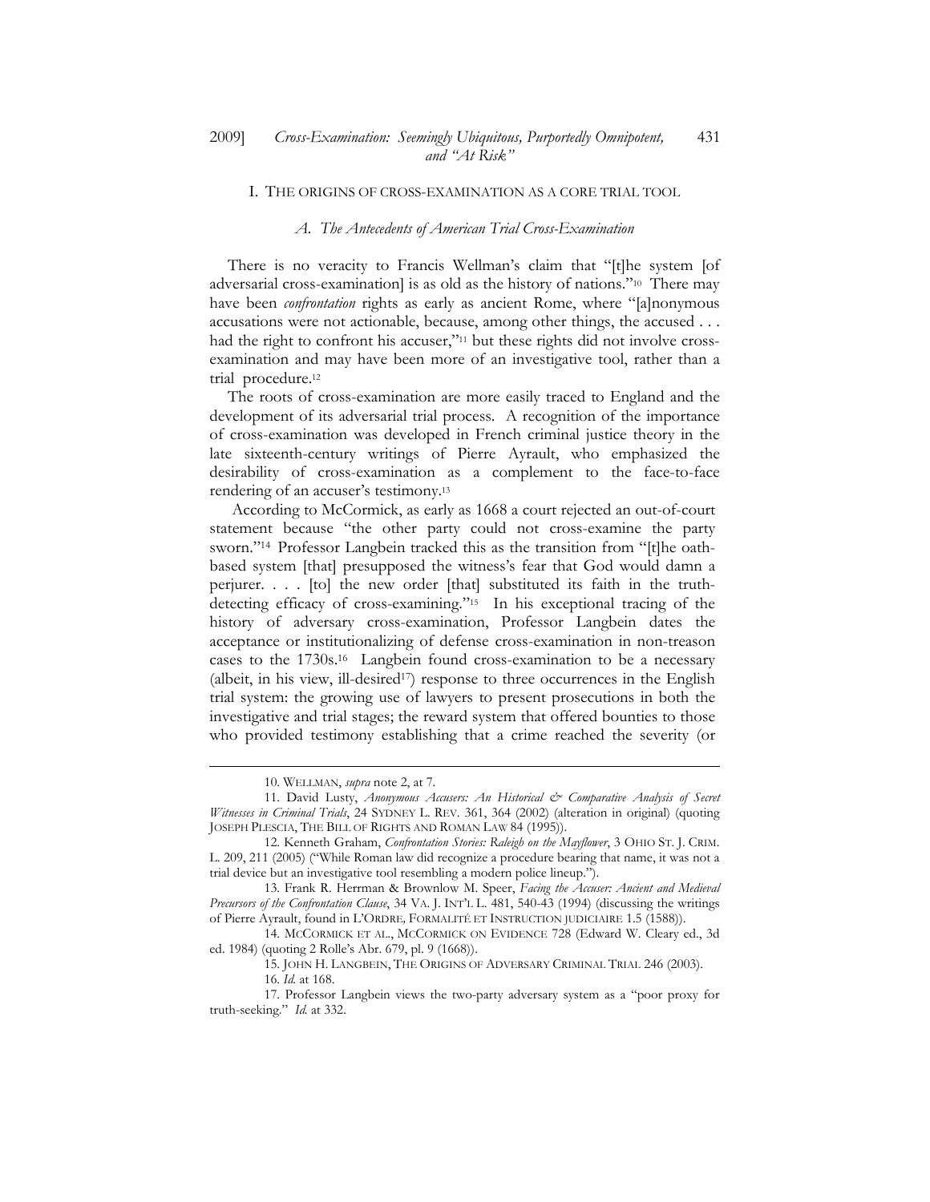## I. THE ORIGINS OF CROSS-EXAMINATION AS A CORE TRIAL TOOL

### *A. The Antecedents of American Trial Cross-Examination*

There is no veracity to Francis Wellman's claim that "[t]he system [of adversarial cross-examination] is as old as the history of nations."[10] There may have been *confrontation* rights as early as ancient Rome, where "[a]nonymous accusations were not actionable, because, among other things, the accused . . . had the right to confront his accuser,"[11] but these rights did not involve cross-examination and may have been more of an investigative tool, rather than a trial procedure.[12]

The roots of cross-examination are more easily traced to England and the development of its adversarial trial process. A recognition of the importance of cross-examination was developed in French criminal justice theory in the late sixteenth-century writings of Pierre Ayrault, who emphasized the desirability of cross-examination as a complement to the face-to-face rendering of an accuser's testimony.[13]

According to McCormick, as early as 1668 a court rejected an out-of-court statement because "the other party could not cross-examine the party sworn."[14] Professor Langbein tracked this as the transition from "[t]he oath-based system [that] presupposed the witness's fear that God would damn a perjurer. . . . [to] the new order [that] substituted its faith in the truth-detecting efficacy of cross-examining."[15] In his exceptional tracing of the history of adversary cross-examination, Professor Langbein dates the acceptance or institutionalizing of defense cross-examination in non-treason cases to the 1730s.[16] Langbein found cross-examination to be a necessary (albeit, in his view, ill-desired[17]) response to three occurrences in the English trial system: the growing use of lawyers to present prosecutions in both the investigative and trial stages; the reward system that offered bounties to those who provided testimony establishing that a crime reached the severity (or

---

10. WELLMAN, *supra* note 2, at 7.

11. David Lusty, *Anonymous Accusers: An Historical & Comparative Analysis of Secret Witnesses in Criminal Trials*, 24 SYDNEY L. REV. 361, 364 (2002) (alteration in original) (quoting JOSEPH PLESCIA, THE BILL OF RIGHTS AND ROMAN LAW 84 (1995)).

12. Kenneth Graham, *Confrontation Stories: Raleigh on the Mayflower*, 3 OHIO ST. J. CRIM. L. 209, 211 (2005) ("While Roman law did recognize a procedure bearing that name, it was not a trial device but an investigative tool resembling a modern police lineup.").

13. Frank R. Herrman & Brownlow M. Speer, *Facing the Accuser: Ancient and Medieval Precursors of the Confrontation Clause*, 34 VA. J. INT'L L. 481, 540-43 (1994) (discussing the writings of Pierre Ayrault, found in L'ORDRE, FORMALITÉ ET INSTRUCTION JUDICIAIRE 1.5 (1588)).

14. MCCORMICK ET AL., MCCORMICK ON EVIDENCE 728 (Edward W. Cleary ed., 3d ed. 1984) (quoting 2 Rolle's Abr. 679, pl. 9 (1668)).

15. JOHN H. LANGBEIN, THE ORIGINS OF ADVERSARY CRIMINAL TRIAL 246 (2003).

16. *Id.* at 168.

17. Professor Langbein views the two-party adversary system as a "poor proxy for truth-seeking." *Id.* at 332.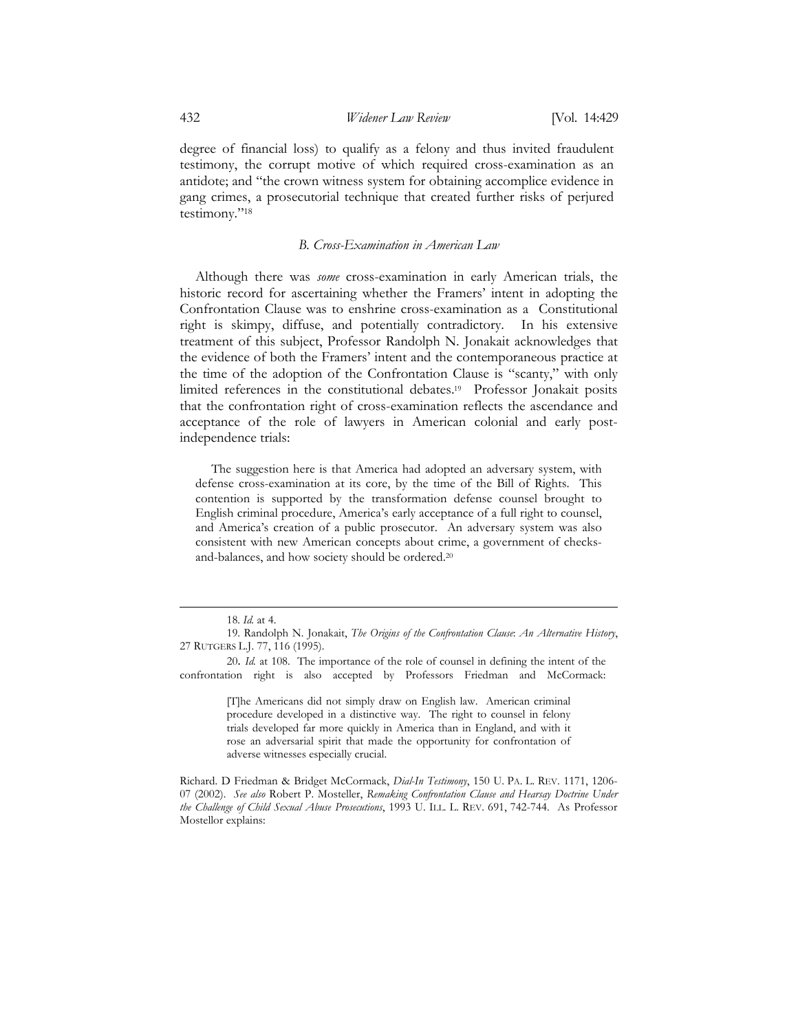degree of financial loss) to qualify as a felony and thus invited fraudulent testimony, the corrupt motive of which required cross-examination as an antidote; and "the crown witness system for obtaining accomplice evidence in gang crimes, a prosecutorial technique that created further risks of perjured testimony."[18]

### *B. Cross-Examination in American Law*

Although there was *some* cross-examination in early American trials, the historic record for ascertaining whether the Framers' intent in adopting the Confrontation Clause was to enshrine cross-examination as a Constitutional right is skimpy, diffuse, and potentially contradictory. In his extensive treatment of this subject, Professor Randolph N. Jonakait acknowledges that the evidence of both the Framers' intent and the contemporaneous practice at the time of the adoption of the Confrontation Clause is "scanty," with only limited references in the constitutional debates.[19] Professor Jonakait posits that the confrontation right of cross-examination reflects the ascendance and acceptance of the role of lawyers in American colonial and early post-independence trials:

> The suggestion here is that America had adopted an adversary system, with defense cross-examination at its core, by the time of the Bill of Rights. This contention is supported by the transformation defense counsel brought to English criminal procedure, America's early acceptance of a full right to counsel, and America's creation of a public prosecutor. An adversary system was also consistent with new American concepts about crime, a government of checks-and-balances, and how society should be ordered.[20]

---

18. *Id.* at 4.

19. Randolph N. Jonakait, *The Origins of the Confrontation Clause*: *An Alternative History*, 27 RUTGERS L.J. 77, 116 (1995).

20. *Id.* at 108. The importance of the role of counsel in defining the intent of the confrontation right is also accepted by Professors Friedman and McCormack:

> [T]he Americans did not simply draw on English law. American criminal procedure developed in a distinctive way. The right to counsel in felony trials developed far more quickly in America than in England, and with it rose an adversarial spirit that made the opportunity for confrontation of adverse witnesses especially crucial.

Richard. D Friedman & Bridget McCormack, *Dial-In Testimony*, 150 U. PA. L. REV. 1171, 1206-07 (2002). *See also* Robert P. Mosteller, *Remaking Confrontation Clause and Hearsay Doctrine Under the Challenge of Child Sexual Abuse Prosecutions*, 1993 U. ILL. L. REV. 691, 742-744. As Professor Mostellor explains: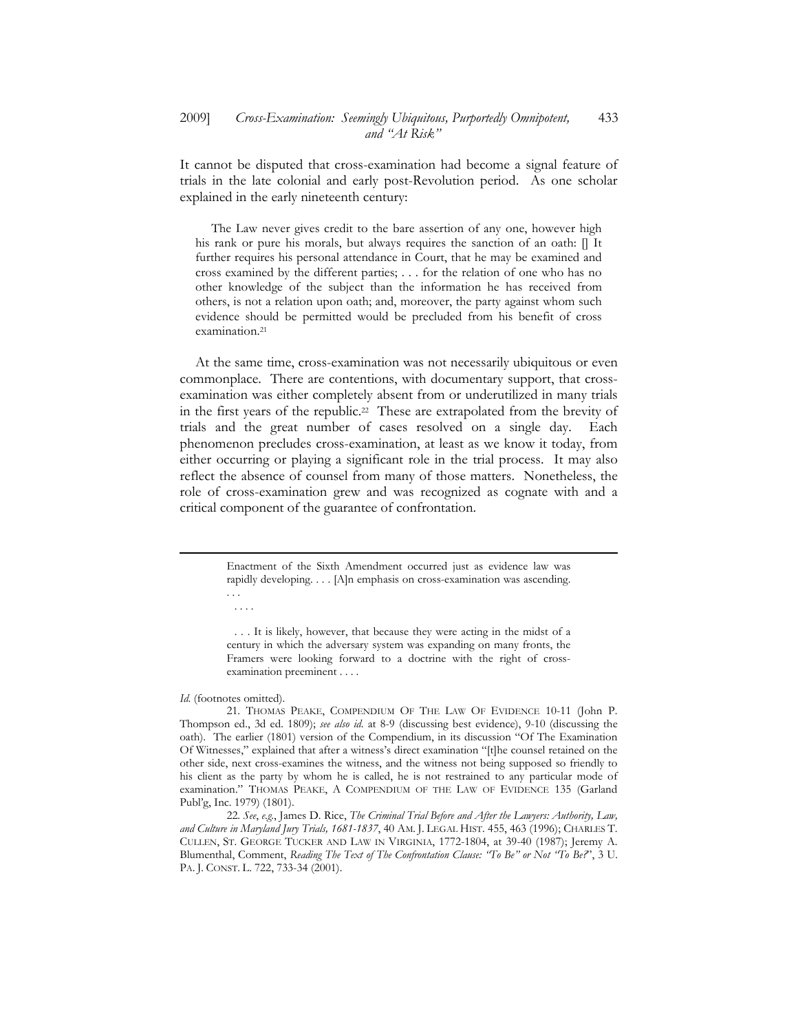It cannot be disputed that cross-examination had become a signal feature of trials in the late colonial and early post-Revolution period. As one scholar explained in the early nineteenth century:

> The Law never gives credit to the bare assertion of any one, however high his rank or pure his morals, but always requires the sanction of an oath: [] It further requires his personal attendance in Court, that he may be examined and cross examined by the different parties; . . . for the relation of one who has no other knowledge of the subject than the information he has received from others, is not a relation upon oath; and, moreover, the party against whom such evidence should be permitted would be precluded from his benefit of cross examination.[21]

At the same time, cross-examination was not necessarily ubiquitous or even commonplace. There are contentions, with documentary support, that cross-examination was either completely absent from or underutilized in many trials in the first years of the republic.[22] These are extrapolated from the brevity of trials and the great number of cases resolved on a single day. Each phenomenon precludes cross-examination, at least as we know it today, from either occurring or playing a significant role in the trial process. It may also reflect the absence of counsel from many of those matters. Nonetheless, the role of cross-examination grew and was recognized as cognate with and a critical component of the guarantee of confrontation.

---

> Enactment of the Sixth Amendment occurred just as evidence law was rapidly developing. . . . [A]n emphasis on cross-examination was ascending. . . .
>
> . . . .
>
> . . . It is likely, however, that because they were acting in the midst of a century in which the adversary system was expanding on many fronts, the Framers were looking forward to a doctrine with the right of cross-examination preeminent . . . .

*Id.* (footnotes omitted).

21. THOMAS PEAKE, COMPENDIUM OF THE LAW OF EVIDENCE 10-11 (John P. Thompson ed., 3d ed. 1809); *see also id.* at 8-9 (discussing best evidence), 9-10 (discussing the oath). The earlier (1801) version of the Compendium, in its discussion "Of The Examination Of Witnesses," explained that after a witness's direct examination "[t]he counsel retained on the other side, next cross-examines the witness, and the witness not being supposed so friendly to his client as the party by whom he is called, he is not restrained to any particular mode of examination." THOMAS PEAKE, A COMPENDIUM OF THE LAW OF EVIDENCE 135 (Garland Publ'g, Inc. 1979) (1801).

22. *See, e.g.*, James D. Rice, *The Criminal Trial Before and After the Lawyers: Authority, Law, and Culture in Maryland Jury Trials, 1681-1837*, 40 AM. J. LEGAL HIST. 455, 463 (1996); CHARLES T. CULLEN, ST. GEORGE TUCKER AND LAW IN VIRGINIA, 1772-1804, at 39-40 (1987); Jeremy A. Blumenthal, Comment, *Reading The Text of The Confrontation Clause: "To Be" or Not "To Be?"*, 3 U. PA. J. CONST. L. 722, 733-34 (2001).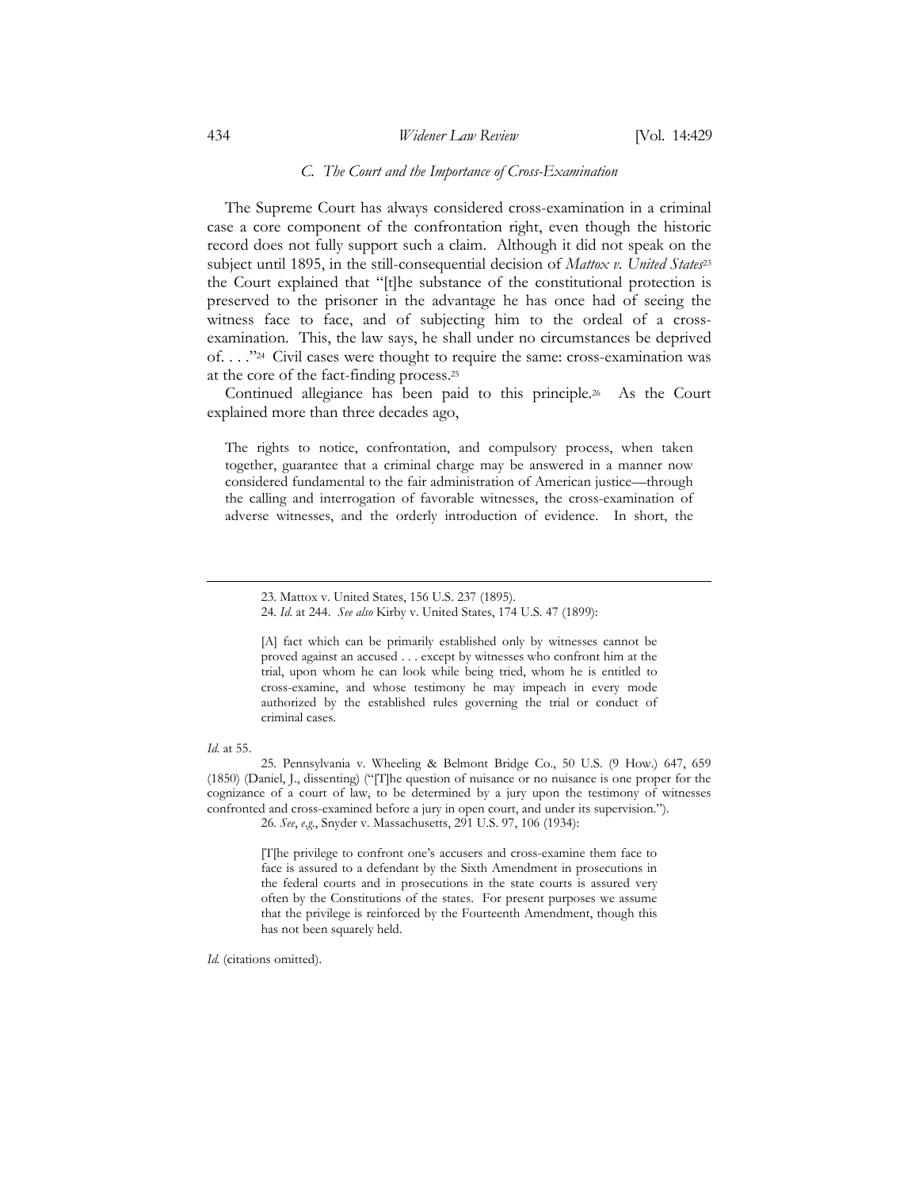### C. *The Court and the Importance of Cross-Examination*

The Supreme Court has always considered cross-examination in a criminal case a core component of the confrontation right, even though the historic record does not fully support such a claim. Although it did not speak on the subject until 1895, in the still-consequential decision of *Mattox v. United States*[23] the Court explained that "[t]he substance of the constitutional protection is preserved to the prisoner in the advantage he has once had of seeing the witness face to face, and of subjecting him to the ordeal of a cross-examination. This, the law says, he shall under no circumstances be deprived of. . . ."[24] Civil cases were thought to require the same: cross-examination was at the core of the fact-finding process.[25]

Continued allegiance has been paid to this principle.[26] As the Court explained more than three decades ago,

> The rights to notice, confrontation, and compulsory process, when taken together, guarantee that a criminal charge may be answered in a manner now considered fundamental to the fair administration of American justice—through the calling and interrogation of favorable witnesses, the cross-examination of adverse witnesses, and the orderly introduction of evidence. In short, the

---

23. Mattox v. United States, 156 U.S. 237 (1895).

24. *Id.* at 244. *See also* Kirby v. United States, 174 U.S. 47 (1899):

> [A] fact which can be primarily established only by witnesses cannot be proved against an accused . . . except by witnesses who confront him at the trial, upon whom he can look while being tried, whom he is entitled to cross-examine, and whose testimony he may impeach in every mode authorized by the established rules governing the trial or conduct of criminal cases.

*Id.* at 55.

25. Pennsylvania v. Wheeling & Belmont Bridge Co., 50 U.S. (9 How.) 647, 659 (1850) (Daniel, J., dissenting) ("[T]he question of nuisance or no nuisance is one proper for the cognizance of a court of law, to be determined by a jury upon the testimony of witnesses confronted and cross-examined before a jury in open court, and under its supervision.").

26. *See*, *e.g.*, Snyder v. Massachusetts, 291 U.S. 97, 106 (1934):

> [T[he privilege to confront one's accusers and cross-examine them face to face is assured to a defendant by the Sixth Amendment in prosecutions in the federal courts and in prosecutions in the state courts is assured very often by the Constitutions of the states. For present purposes we assume that the privilege is reinforced by the Fourteenth Amendment, though this has not been squarely held.

*Id.* (citations omitted).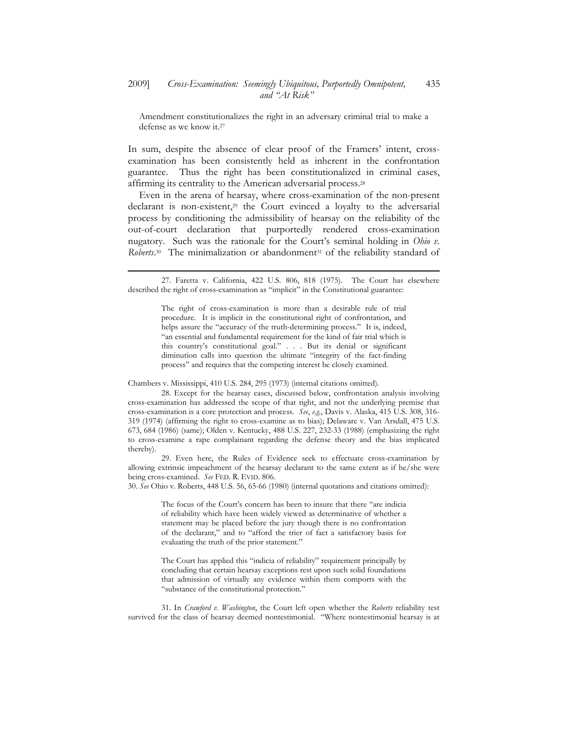Amendment constitutionalizes the right in an adversary criminal trial to make a defense as we know it.[27]

In sum, despite the absence of clear proof of the Framers' intent, cross-examination has been consistently held as inherent in the confrontation guarantee. Thus the right has been constitutionalized in criminal cases, affirming its centrality to the American adversarial process.[28]

Even in the arena of hearsay, where cross-examination of the non-present declarant is non-existent,[29] the Court evinced a loyalty to the adversarial process by conditioning the admissibility of hearsay on the reliability of the out-of-court declaration that purportedly rendered cross-examination nugatory. Such was the rationale for the Court's seminal holding in *Ohio v. Roberts*.[30] The minimalization or abandonment[31] of the reliability standard of

---

27. Faretta v. California, 422 U.S. 806, 818 (1975). The Court has elsewhere described the right of cross-examination as "implicit" in the Constitutional guarantee:

> The right of cross-examination is more than a desirable rule of trial procedure. It is implicit in the constitutional right of confrontation, and helps assure the "accuracy of the truth-determining process." It is, indeed, "an essential and fundamental requirement for the kind of fair trial which is this country's constitutional goal." . . . But its denial or significant diminution calls into question the ultimate "integrity of the fact-finding process" and requires that the competing interest be closely examined.

Chambers v. Mississippi, 410 U.S. 284, 295 (1973) (internal citations omitted).

28. Except for the hearsay cases, discussed below, confrontation analysis involving cross-examination has addressed the scope of that right, and not the underlying premise that cross-examination is a core protection and process. *See*, *e.g.*, Davis v. Alaska, 415 U.S. 308, 316-319 (1974) (affirming the right to cross-examine as to bias); Delaware v. Van Arsdall, 475 U.S. 673, 684 (1986) (same); Olden v. Kentucky, 488 U.S. 227, 232-33 (1988) (emphasizing the right to cross-examine a rape complainant regarding the defense theory and the bias implicated thereby).

29. Even here, the Rules of Evidence seek to effectuate cross-examination by allowing extrinsic impeachment of the hearsay declarant to the same extent as if he/she were being cross-examined. *See* FED. R. EVID. 806.

30. *See* Ohio v. Roberts, 448 U.S. 56, 65-66 (1980) (internal quotations and citations omitted):

> The focus of the Court's concern has been to insure that there "are indicia of reliability which have been widely viewed as determinative of whether a statement may be placed before the jury though there is no confrontation of the declarant," and to "afford the trier of fact a satisfactory basis for evaluating the truth of the prior statement."
>
> The Court has applied this "indicia of reliability" requirement principally by concluding that certain hearsay exceptions rest upon such solid foundations that admission of virtually any evidence within them comports with the "substance of the constitutional protection."

31. In *Crawford v. Washington*, the Court left open whether the *Roberts* reliability test survived for the class of hearsay deemed nontestimonial. "Where nontestimonial hearsay is at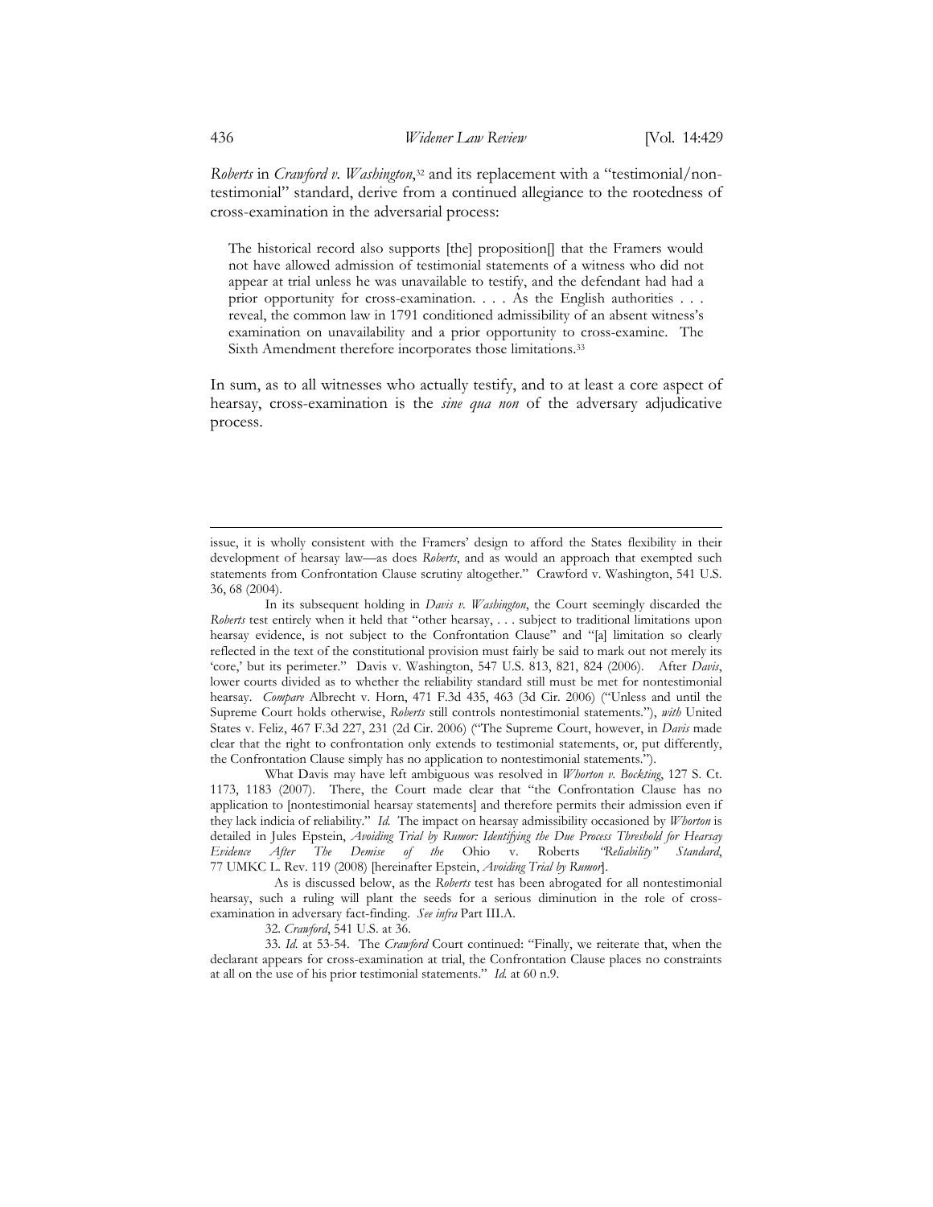*Roberts* in *Crawford v. Washington*,[32] and its replacement with a "testimonial/non-testimonial" standard, derive from a continued allegiance to the rootedness of cross-examination in the adversarial process:

> The historical record also supports [the] proposition[] that the Framers would not have allowed admission of testimonial statements of a witness who did not appear at trial unless he was unavailable to testify, and the defendant had had a prior opportunity for cross-examination. . . . As the English authorities . . . reveal, the common law in 1791 conditioned admissibility of an absent witness's examination on unavailability and a prior opportunity to cross-examine. The Sixth Amendment therefore incorporates those limitations.[33]

In sum, as to all witnesses who actually testify, and to at least a core aspect of hearsay, cross-examination is the *sine qua non* of the adversary adjudicative process.

---

issue, it is wholly consistent with the Framers' design to afford the States flexibility in their development of hearsay law—as does *Roberts*, and as would an approach that exempted such statements from Confrontation Clause scrutiny altogether." Crawford v. Washington, 541 U.S. 36, 68 (2004).

In its subsequent holding in *Davis v. Washington*, the Court seemingly discarded the *Roberts* test entirely when it held that "other hearsay, . . . subject to traditional limitations upon hearsay evidence, is not subject to the Confrontation Clause" and "[a] limitation so clearly reflected in the text of the constitutional provision must fairly be said to mark out not merely its 'core,' but its perimeter." Davis v. Washington, 547 U.S. 813, 821, 824 (2006). After *Davis*, lower courts divided as to whether the reliability standard still must be met for nontestimonial hearsay. *Compare* Albrecht v. Horn, 471 F.3d 435, 463 (3d Cir. 2006) ("Unless and until the Supreme Court holds otherwise, *Roberts* still controls nontestimonial statements."), *with* United States v. Feliz, 467 F.3d 227, 231 (2d Cir. 2006) ("The Supreme Court, however, in *Davis* made clear that the right to confrontation only extends to testimonial statements, or, put differently, the Confrontation Clause simply has no application to nontestimonial statements.").

What Davis may have left ambiguous was resolved in *Whorton v. Bockting*, 127 S. Ct. 1173, 1183 (2007). There, the Court made clear that "the Confrontation Clause has no application to [nontestimonial hearsay statements] and therefore permits their admission even if they lack indicia of reliability." *Id.* The impact on hearsay admissibility occasioned by *Whorton* is detailed in Jules Epstein, *Avoiding Trial by Rumor: Identifying the Due Process Threshold for Hearsay Evidence After The Demise of the* Ohio v. Roberts *"Reliability" Standard*, 77 UMKC L. Rev. 119 (2008) [hereinafter Epstein, *Avoiding Trial by Rumor*].

As is discussed below, as the *Roberts* test has been abrogated for all nontestimonial hearsay, such a ruling will plant the seeds for a serious diminution in the role of cross-examination in adversary fact-finding. *See infra* Part III.A.

32. *Crawford*, 541 U.S. at 36.

33. *Id.* at 53-54. The *Crawford* Court continued: "Finally, we reiterate that, when the declarant appears for cross-examination at trial, the Confrontation Clause places no constraints at all on the use of his prior testimonial statements." *Id.* at 60 n.9.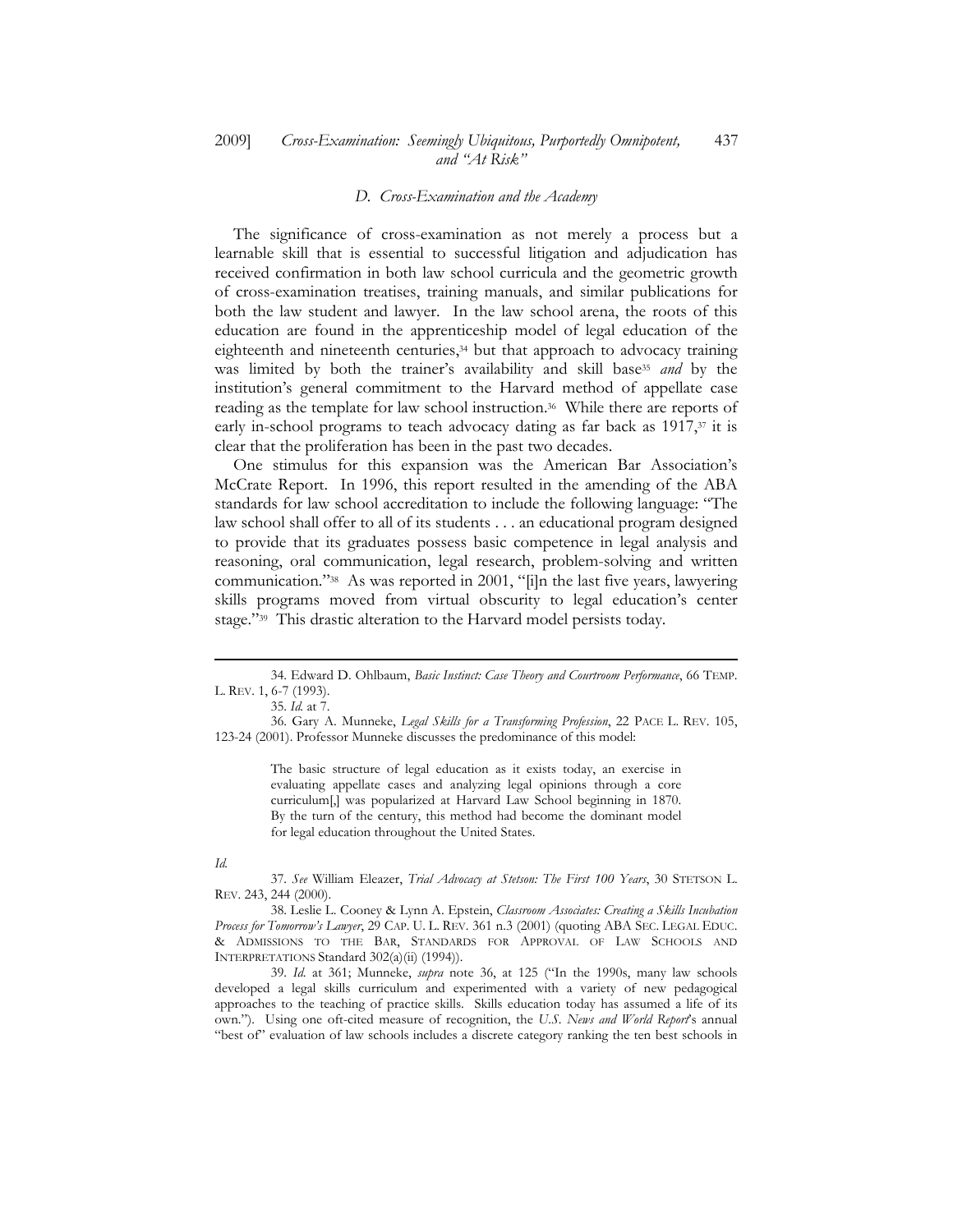### *D. Cross-Examination and the Academy*

The significance of cross-examination as not merely a process but a learnable skill that is essential to successful litigation and adjudication has received confirmation in both law school curricula and the geometric growth of cross-examination treatises, training manuals, and similar publications for both the law student and lawyer. In the law school arena, the roots of this education are found in the apprenticeship model of legal education of the eighteenth and nineteenth centuries,[34] but that approach to advocacy training was limited by both the trainer's availability and skill base[35] *and* by the institution's general commitment to the Harvard method of appellate case reading as the template for law school instruction.[36] While there are reports of early in-school programs to teach advocacy dating as far back as 1917,[37] it is clear that the proliferation has been in the past two decades.

One stimulus for this expansion was the American Bar Association's McCrate Report. In 1996, this report resulted in the amending of the ABA standards for law school accreditation to include the following language: "The law school shall offer to all of its students . . . an educational program designed to provide that its graduates possess basic competence in legal analysis and reasoning, oral communication, legal research, problem-solving and written communication."[38] As was reported in 2001, "[i]n the last five years, lawyering skills programs moved from virtual obscurity to legal education's center stage."[39] This drastic alteration to the Harvard model persists today.

---

34. Edward D. Ohlbaum, *Basic Instinct: Case Theory and Courtroom Performance*, 66 TEMP. L. REV. 1, 6-7 (1993).

35. *Id.* at 7.

36. Gary A. Munneke, *Legal Skills for a Transforming Profession*, 22 PACE L. REV. 105, 123-24 (2001). Professor Munneke discusses the predominance of this model:

> The basic structure of legal education as it exists today, an exercise in evaluating appellate cases and analyzing legal opinions through a core curriculum[,] was popularized at Harvard Law School beginning in 1870. By the turn of the century, this method had become the dominant model for legal education throughout the United States.

*Id.*

37. *See* William Eleazer, *Trial Advocacy at Stetson: The First 100 Years*, 30 STETSON L. REV. 243, 244 (2000).

38. Leslie L. Cooney & Lynn A. Epstein, *Classroom Associates: Creating a Skills Incubation Process for Tomorrow's Lawyer*, 29 CAP. U. L. REV. 361 n.3 (2001) (quoting ABA SEC. LEGAL EDUC. & ADMISSIONS TO THE BAR, STANDARDS FOR APPROVAL OF LAW SCHOOLS AND INTERPRETATIONS Standard 302(a)(ii) (1994)).

39. *Id.* at 361; Munneke, *supra* note 36, at 125 ("In the 1990s, many law schools developed a legal skills curriculum and experimented with a variety of new pedagogical approaches to the teaching of practice skills. Skills education today has assumed a life of its own."). Using one oft-cited measure of recognition, the *U.S. News and World Report*'s annual "best of" evaluation of law schools includes a discrete category ranking the ten best schools in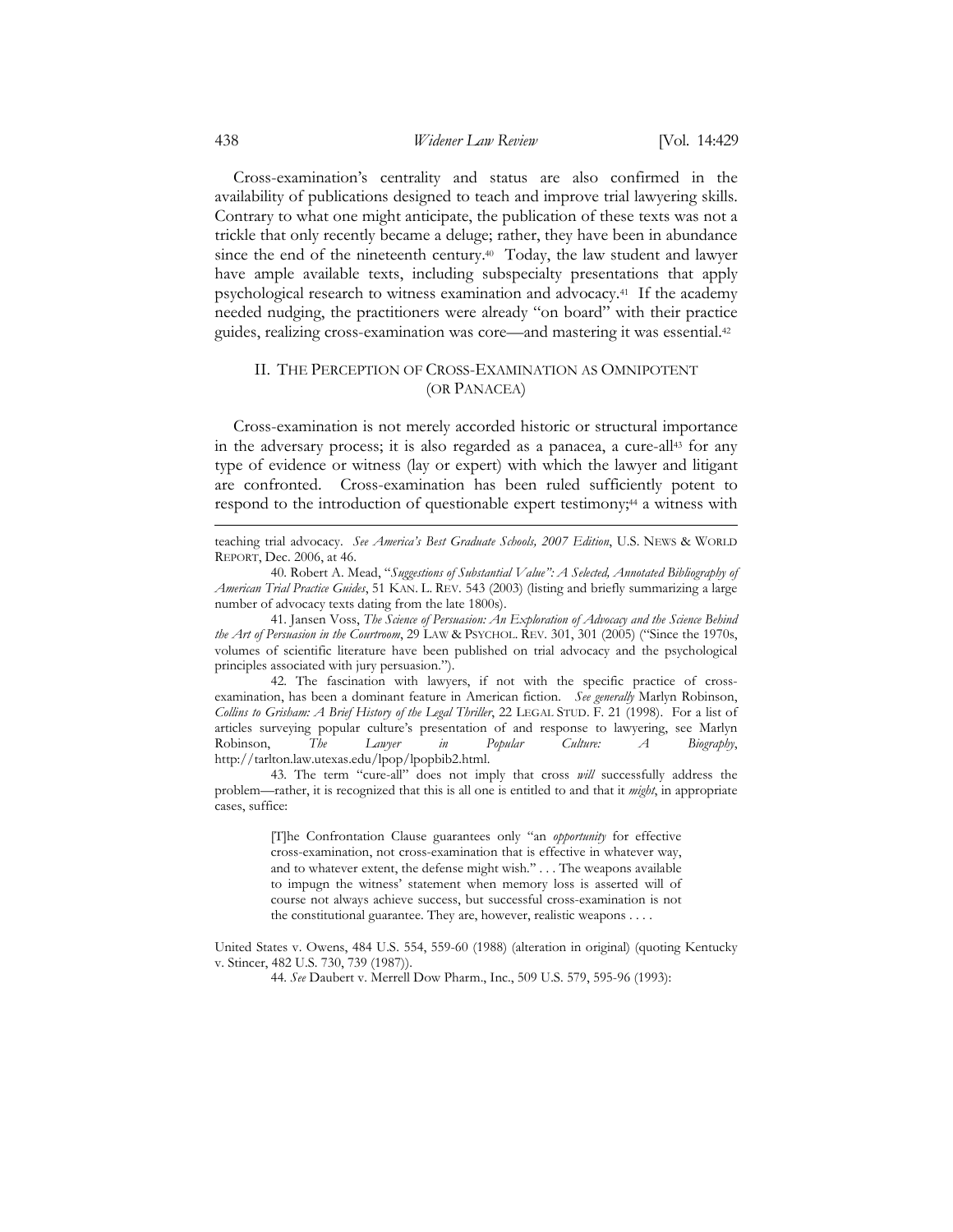Cross-examination's centrality and status are also confirmed in the availability of publications designed to teach and improve trial lawyering skills. Contrary to what one might anticipate, the publication of these texts was not a trickle that only recently became a deluge; rather, they have been in abundance since the end of the nineteenth century.[40] Today, the law student and lawyer have ample available texts, including subspecialty presentations that apply psychological research to witness examination and advocacy.[41] If the academy needed nudging, the practitioners were already "on board" with their practice guides, realizing cross-examination was core—and mastering it was essential.[42]

## II. THE PERCEPTION OF CROSS-EXAMINATION AS OMNIPOTENT (OR PANACEA)

Cross-examination is not merely accorded historic or structural importance in the adversary process; it is also regarded as a panacea, a cure-all[43] for any type of evidence or witness (lay or expert) with which the lawyer and litigant are confronted. Cross-examination has been ruled sufficiently potent to respond to the introduction of questionable expert testimony;[44] a witness with

---

teaching trial advocacy. *See America's Best Graduate Schools, 2007 Edition*, U.S. NEWS & WORLD REPORT, Dec. 2006, at 46.

40. Robert A. Mead, "*Suggestions of Substantial Value": A Selected, Annotated Bibliography of American Trial Practice Guides*, 51 KAN. L. REV. 543 (2003) (listing and briefly summarizing a large number of advocacy texts dating from the late 1800s).

41. Jansen Voss, *The Science of Persuasion: An Exploration of Advocacy and the Science Behind the Art of Persuasion in the Courtroom*, 29 LAW & PSYCHOL. REV. 301, 301 (2005) ("Since the 1970s, volumes of scientific literature have been published on trial advocacy and the psychological principles associated with jury persuasion.").

42. The fascination with lawyers, if not with the specific practice of cross-examination, has been a dominant feature in American fiction. *See generally* Marlyn Robinson, *Collins to Grisham: A Brief History of the Legal Thriller*, 22 LEGAL STUD. F. 21 (1998). For a list of articles surveying popular culture's presentation of and response to lawyering, see Marlyn Robinson, *The Lawyer in Popular Culture: A Biography*, http://tarlton.law.utexas.edu/lpop/lpopbib2.html.

43. The term "cure-all" does not imply that cross *will* successfully address the problem—rather, it is recognized that this is all one is entitled to and that it *might*, in appropriate cases, suffice:

> [T]he Confrontation Clause guarantees only "an *opportunity* for effective cross-examination, not cross-examination that is effective in whatever way, and to whatever extent, the defense might wish." . . . The weapons available to impugn the witness' statement when memory loss is asserted will of course not always achieve success, but successful cross-examination is not the constitutional guarantee. They are, however, realistic weapons . . . .

United States v. Owens, 484 U.S. 554, 559-60 (1988) (alteration in original) (quoting Kentucky v. Stincer, 482 U.S. 730, 739 (1987)).

44. *See* Daubert v. Merrell Dow Pharm., Inc., 509 U.S. 579, 595-96 (1993):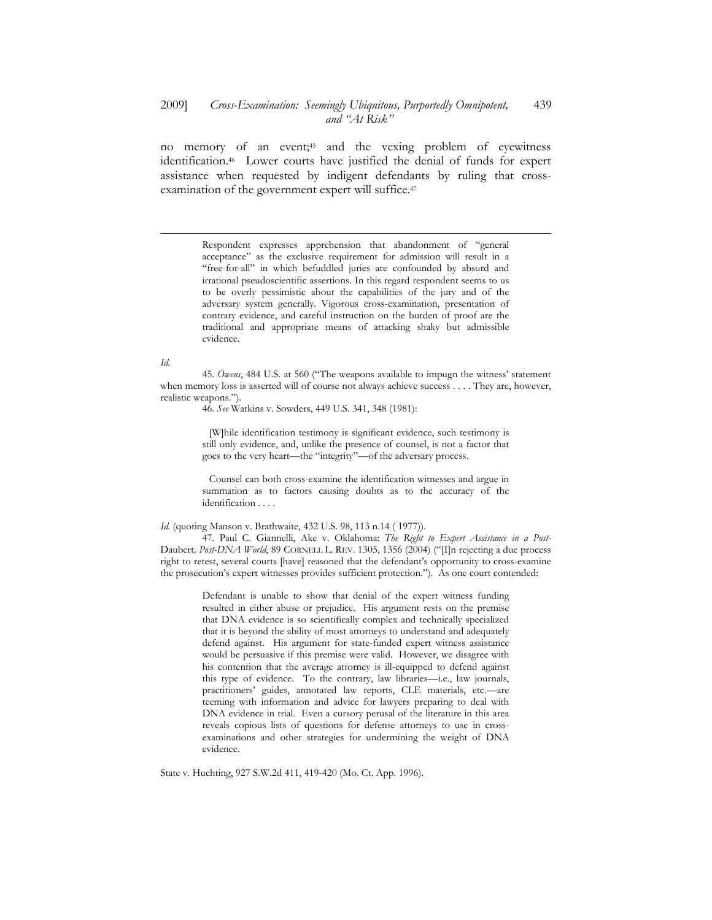no memory of an event;[45] and the vexing problem of eyewitness identification.[46] Lower courts have justified the denial of funds for expert assistance when requested by indigent defendants by ruling that cross-examination of the government expert will suffice.[47]

---

> Respondent expresses apprehension that abandonment of "general acceptance" as the exclusive requirement for admission will result in a "free-for-all" in which befuddled juries are confounded by absurd and irrational pseudoscientific assertions. In this regard respondent seems to us to be overly pessimistic about the capabilities of the jury and of the adversary system generally. Vigorous cross-examination, presentation of contrary evidence, and careful instruction on the burden of proof are the traditional and appropriate means of attacking shaky but admissible evidence.

*Id.*

45. *Owens*, 484 U.S. at 560 ("The weapons available to impugn the witness' statement when memory loss is asserted will of course not always achieve success . . . . They are, however, realistic weapons.").

46. *See* Watkins v. Sowders, 449 U.S. 341, 348 (1981):

> [W]hile identification testimony is significant evidence, such testimony is still only evidence, and, unlike the presence of counsel, is not a factor that goes to the very heart—the "integrity"—of the adversary process.
>
> Counsel can both cross-examine the identification witnesses and argue in summation as to factors causing doubts as to the accuracy of the identification . . . .

*Id.* (quoting Manson v. Brathwaite, 432 U.S. 98, 113 n.14 ( 1977)).

47. Paul C. Giannelli, Ake v. Oklahoma: *The Right to Expert Assistance in a Post-*Daubert*, Post-DNA World*, 89 CORNELL L. REV. 1305, 1356 (2004) ("[I]n rejecting a due process right to retest, several courts [have] reasoned that the defendant's opportunity to cross-examine the prosecution's expert witnesses provides sufficient protection."). As one court contended:

> Defendant is unable to show that denial of the expert witness funding resulted in either abuse or prejudice. His argument rests on the premise that DNA evidence is so scientifically complex and technically specialized that it is beyond the ability of most attorneys to understand and adequately defend against. His argument for state-funded expert witness assistance would be persuasive if this premise were valid. However, we disagree with his contention that the average attorney is ill-equipped to defend against this type of evidence. To the contrary, law libraries—i.e., law journals, practitioners' guides, annotated law reports, CLE materials, etc.—are teeming with information and advice for lawyers preparing to deal with DNA evidence in trial. Even a cursory perusal of the literature in this area reveals copious lists of questions for defense attorneys to use in cross-examinations and other strategies for undermining the weight of DNA evidence.

State v. Huchting, 927 S.W.2d 411, 419-420 (Mo. Ct. App. 1996).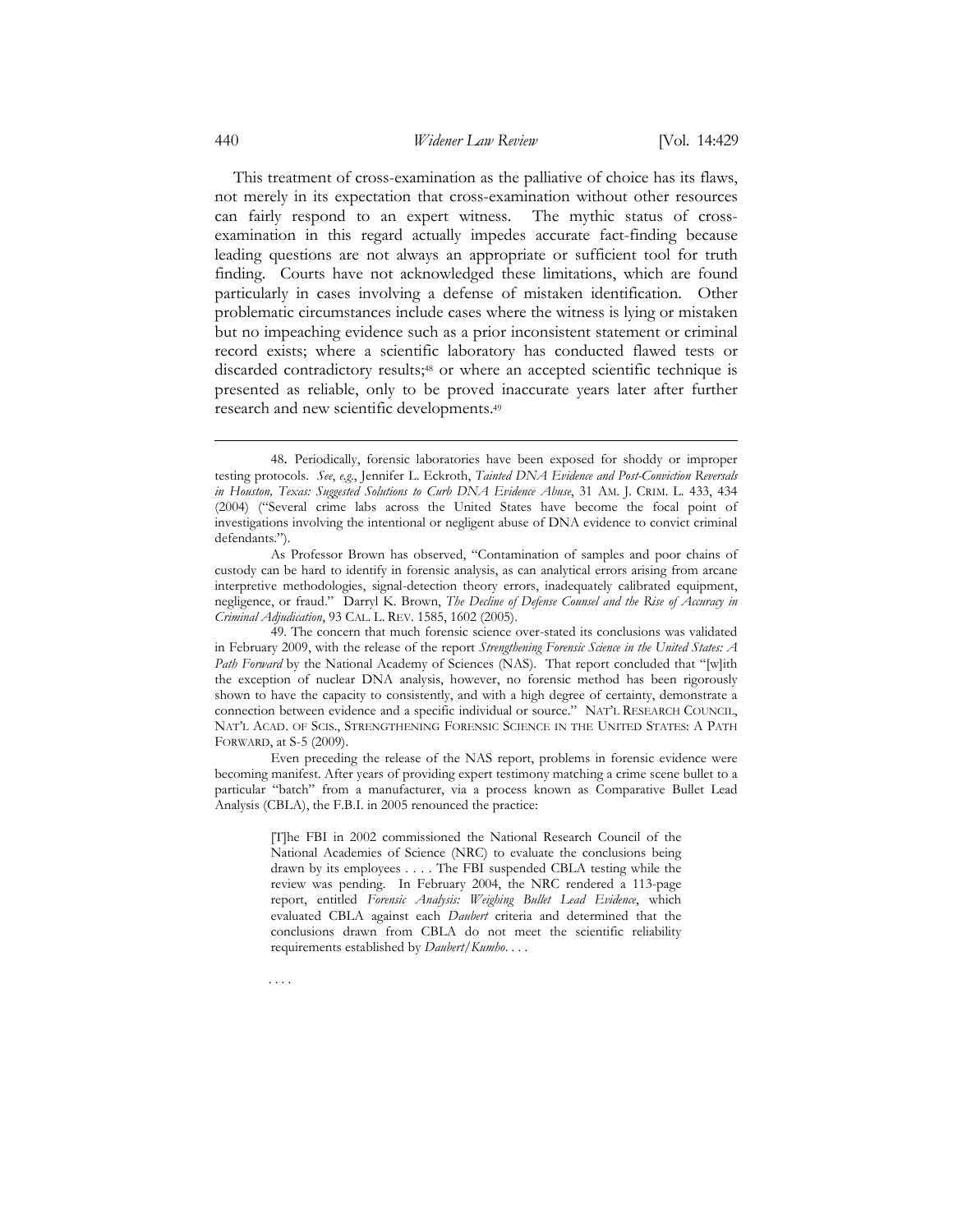This treatment of cross-examination as the palliative of choice has its flaws, not merely in its expectation that cross-examination without other resources can fairly respond to an expert witness. The mythic status of cross-examination in this regard actually impedes accurate fact-finding because leading questions are not always an appropriate or sufficient tool for truth finding. Courts have not acknowledged these limitations, which are found particularly in cases involving a defense of mistaken identification. Other problematic circumstances include cases where the witness is lying or mistaken but no impeaching evidence such as a prior inconsistent statement or criminal record exists; where a scientific laboratory has conducted flawed tests or discarded contradictory results;[48] or where an accepted scientific technique is presented as reliable, only to be proved inaccurate years later after further research and new scientific developments.[49]

---

48. Periodically, forensic laboratories have been exposed for shoddy or improper testing protocols. *See, e.g.*, Jennifer L. Eckroth, *Tainted DNA Evidence and Post-Conviction Reversals in Houston, Texas: Suggested Solutions to Curb DNA Evidence Abuse*, 31 AM. J. CRIM. L. 433, 434 (2004) ("Several crime labs across the United States have become the focal point of investigations involving the intentional or negligent abuse of DNA evidence to convict criminal defendants.").

As Professor Brown has observed, "Contamination of samples and poor chains of custody can be hard to identify in forensic analysis, as can analytical errors arising from arcane interpretive methodologies, signal-detection theory errors, inadequately calibrated equipment, negligence, or fraud." Darryl K. Brown, *The Decline of Defense Counsel and the Rise of Accuracy in Criminal Adjudication*, 93 CAL. L. REV. 1585, 1602 (2005).

49. The concern that much forensic science over-stated its conclusions was validated in February 2009, with the release of the report *Strengthening Forensic Science in the United States: A Path Forward* by the National Academy of Sciences (NAS). That report concluded that "[w]ith the exception of nuclear DNA analysis, however, no forensic method has been rigorously shown to have the capacity to consistently, and with a high degree of certainty, demonstrate a connection between evidence and a specific individual or source." NAT'L RESEARCH COUNCIL, NAT'L ACAD. OF SCIS., STRENGTHENING FORENSIC SCIENCE IN THE UNITED STATES: A PATH FORWARD, at S-5 (2009).

Even preceding the release of the NAS report, problems in forensic evidence were becoming manifest. After years of providing expert testimony matching a crime scene bullet to a particular "batch" from a manufacturer, via a process known as Comparative Bullet Lead Analysis (CBLA), the F.B.I. in 2005 renounced the practice:

> [T]he FBI in 2002 commissioned the National Research Council of the National Academies of Science (NRC) to evaluate the conclusions being drawn by its employees . . . . The FBI suspended CBLA testing while the review was pending. In February 2004, the NRC rendered a 113-page report, entitled *Forensic Analysis: Weighing Bullet Lead Evidence*, which evaluated CBLA against each *Daubert* criteria and determined that the conclusions drawn from CBLA do not meet the scientific reliability requirements established by *Daubert/Kumho*. . . .
>
> . . . .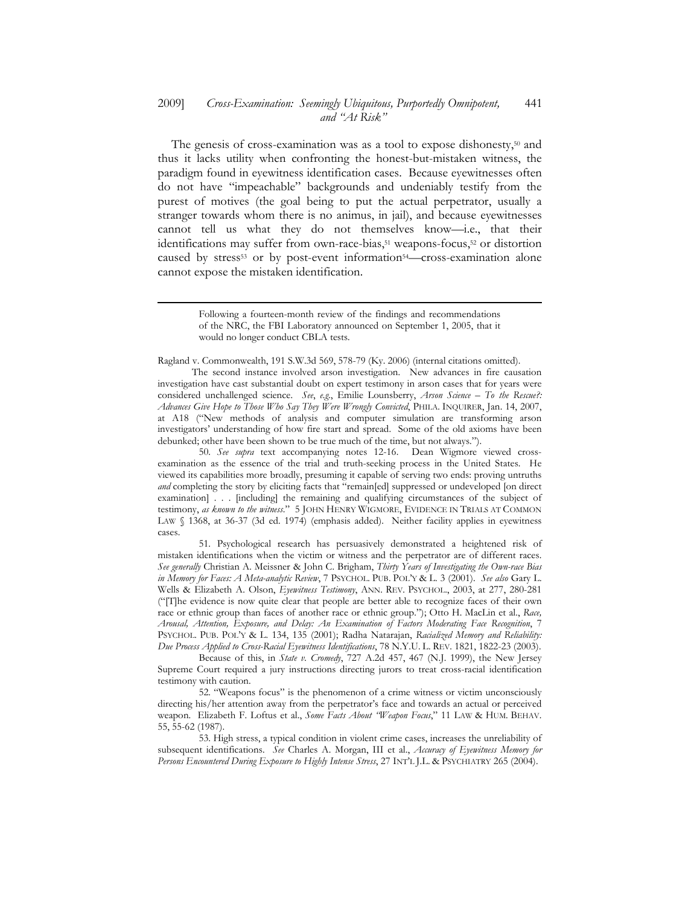The genesis of cross-examination was as a tool to expose dishonesty,[50] and thus it lacks utility when confronting the honest-but-mistaken witness, the paradigm found in eyewitness identification cases. Because eyewitnesses often do not have "impeachable" backgrounds and undeniably testify from the purest of motives (the goal being to put the actual perpetrator, usually a stranger towards whom there is no animus, in jail), and because eyewitnesses cannot tell us what they do not themselves know—i.e., that their identifications may suffer from own-race-bias,[51] weapons-focus,[52] or distortion caused by stress[53] or by post-event information[54]—cross-examination alone cannot expose the mistaken identification.

---

> Following a fourteen-month review of the findings and recommendations of the NRC, the FBI Laboratory announced on September 1, 2005, that it would no longer conduct CBLA tests.

Ragland v. Commonwealth, 191 S.W.3d 569, 578-79 (Ky. 2006) (internal citations omitted).

The second instance involved arson investigation. New advances in fire causation investigation have cast substantial doubt on expert testimony in arson cases that for years were considered unchallenged science. *See*, *e.g.*, Emilie Lounsberry, *Arson Science – To the Rescue?: Advances Give Hope to Those Who Say They Were Wrongly Convicted*, PHILA. INQUIRER, Jan. 14, 2007, at A18 ("New methods of analysis and computer simulation are transforming arson investigators' understanding of how fire start and spread. Some of the old axioms have been debunked; other have been shown to be true much of the time, but not always.").

50. *See supra* text accompanying notes 12-16. Dean Wigmore viewed cross-examination as the essence of the trial and truth-seeking process in the United States. He viewed its capabilities more broadly, presuming it capable of serving two ends: proving untruths *and* completing the story by eliciting facts that "remain[ed] suppressed or undeveloped [on direct examination] . . . [including] the remaining and qualifying circumstances of the subject of testimony, *as known to the witness*." 5 JOHN HENRY WIGMORE, EVIDENCE IN TRIALS AT COMMON LAW § 1368, at 36-37 (3d ed. 1974) (emphasis added). Neither facility applies in eyewitness cases.

51. Psychological research has persuasively demonstrated a heightened risk of mistaken identifications when the victim or witness and the perpetrator are of different races. *See generally* Christian A. Meissner & John C. Brigham, *Thirty Years of Investigating the Own-race Bias in Memory for Faces: A Meta-analytic Review*, 7 PSYCHOL. PUB. POL'Y & L. 3 (2001). *See also* Gary L. Wells & Elizabeth A. Olson, *Eyewitness Testimony*, ANN. REV. PSYCHOL., 2003, at 277, 280-281 ("[T]he evidence is now quite clear that people are better able to recognize faces of their own race or ethnic group than faces of another race or ethnic group."); Otto H. MacLin et al., *Race, Arousal, Attention, Exposure, and Delay: An Examination of Factors Moderating Face Recognition*, 7 PSYCHOL. PUB. POL'Y & L. 134, 135 (2001); Radha Natarajan, *Racialized Memory and Reliability: Due Process Applied to Cross-Racial Eyewitness Identifications*, 78 N.Y.U. L. REV. 1821, 1822-23 (2003).

Because of this, in *State v. Cromedy*, 727 A.2d 457, 467 (N.J. 1999), the New Jersey Supreme Court required a jury instructions directing jurors to treat cross-racial identification testimony with caution.

52. "Weapons focus" is the phenomenon of a crime witness or victim unconsciously directing his/her attention away from the perpetrator's face and towards an actual or perceived weapon. Elizabeth F. Loftus et al., *Some Facts About "Weapon Focus*," 11 LAW & HUM. BEHAV. 55, 55-62 (1987).

53. High stress, a typical condition in violent crime cases, increases the unreliability of subsequent identifications. *See* Charles A. Morgan, III et al., *Accuracy of Eyewitness Memory for Persons Encountered During Exposure to Highly Intense Stress*, 27 INT'L J.L. & PSYCHIATRY 265 (2004).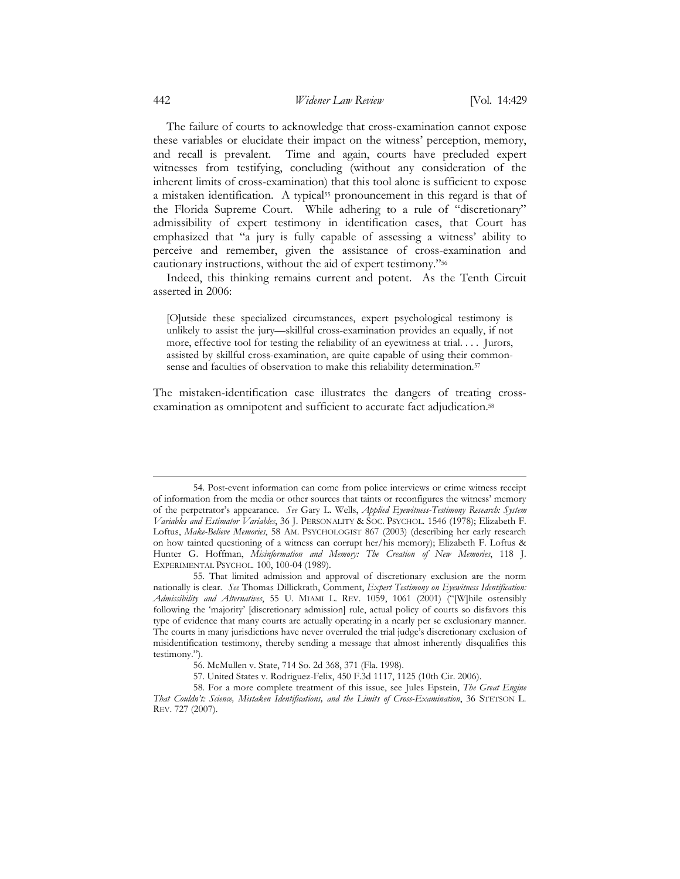The failure of courts to acknowledge that cross-examination cannot expose these variables or elucidate their impact on the witness' perception, memory, and recall is prevalent. Time and again, courts have precluded expert witnesses from testifying, concluding (without any consideration of the inherent limits of cross-examination) that this tool alone is sufficient to expose a mistaken identification. A typical[55] pronouncement in this regard is that of the Florida Supreme Court. While adhering to a rule of "discretionary" admissibility of expert testimony in identification cases, that Court has emphasized that "a jury is fully capable of assessing a witness' ability to perceive and remember, given the assistance of cross-examination and cautionary instructions, without the aid of expert testimony."[56]

Indeed, this thinking remains current and potent. As the Tenth Circuit asserted in 2006:

> [O]utside these specialized circumstances, expert psychological testimony is unlikely to assist the jury—skillful cross-examination provides an equally, if not more, effective tool for testing the reliability of an eyewitness at trial. . . . Jurors, assisted by skillful cross-examination, are quite capable of using their common-sense and faculties of observation to make this reliability determination.[57]

The mistaken-identification case illustrates the dangers of treating cross-examination as omnipotent and sufficient to accurate fact adjudication.[58]

---

54. Post-event information can come from police interviews or crime witness receipt of information from the media or other sources that taints or reconfigures the witness' memory of the perpetrator's appearance. *See* Gary L. Wells, *Applied Eyewitness-Testimony Research: System Variables and Estimator Variables*, 36 J. PERSONALITY & SOC. PSYCHOL. 1546 (1978); Elizabeth F. Loftus, *Make-Believe Memories*, 58 AM. PSYCHOLOGIST 867 (2003) (describing her early research on how tainted questioning of a witness can corrupt her/his memory); Elizabeth F. Loftus & Hunter G. Hoffman, *Misinformation and Memory: The Creation of New Memories*, 118 J. EXPERIMENTAL PSYCHOL. 100, 100-04 (1989).

55. That limited admission and approval of discretionary exclusion are the norm nationally is clear. *See* Thomas Dillickrath, Comment, *Expert Testimony on Eyewitness Identification: Admissibility and Alternatives*, 55 U. MIAMI L. REV. 1059, 1061 (2001) ("[W]hile ostensibly following the 'majority' [discretionary admission] rule, actual policy of courts so disfavors this type of evidence that many courts are actually operating in a nearly per se exclusionary manner. The courts in many jurisdictions have never overruled the trial judge's discretionary exclusion of misidentification testimony, thereby sending a message that almost inherently disqualifies this testimony.").

56. McMullen v. State, 714 So. 2d 368, 371 (Fla. 1998).

57. United States v. Rodriguez-Felix, 450 F.3d 1117, 1125 (10th Cir. 2006).

58. For a more complete treatment of this issue, see Jules Epstein, *The Great Engine That Couldn't: Science, Mistaken Identifications, and the Limits of Cross-Examination*, 36 STETSON L. REV. 727 (2007).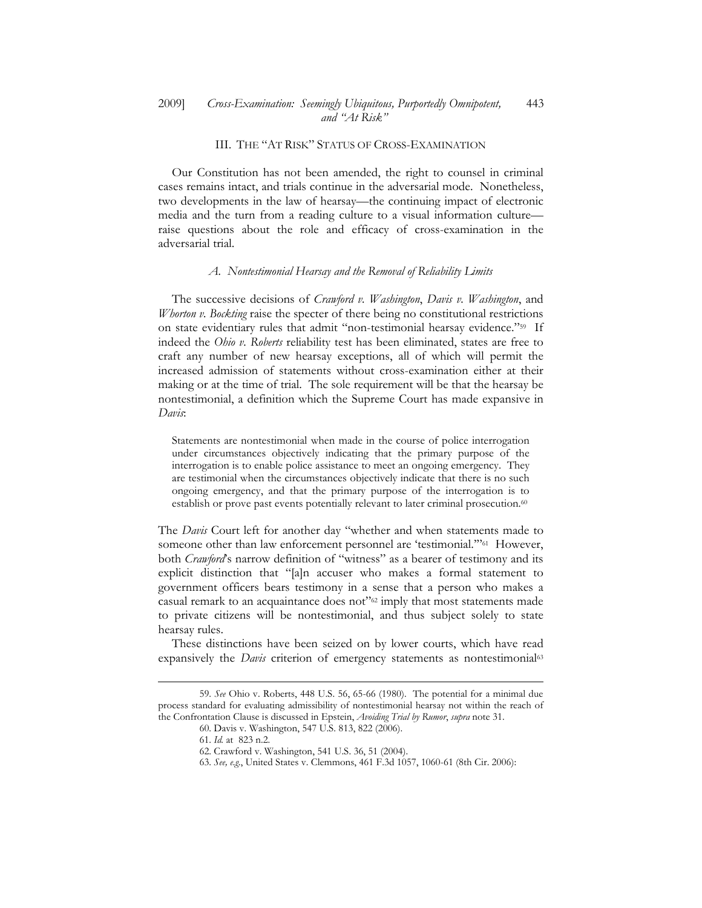## III. THE "AT RISK" STATUS OF CROSS-EXAMINATION

Our Constitution has not been amended, the right to counsel in criminal cases remains intact, and trials continue in the adversarial mode. Nonetheless, two developments in the law of hearsay—the continuing impact of electronic media and the turn from a reading culture to a visual information culture—raise questions about the role and efficacy of cross-examination in the adversarial trial.

### *A. Nontestimonial Hearsay and the Removal of Reliability Limits*

The successive decisions of *Crawford v. Washington*, *Davis v. Washington*, and *Whorton v. Bockting* raise the specter of there being no constitutional restrictions on state evidentiary rules that admit "non-testimonial hearsay evidence."[59] If indeed the *Ohio v. Roberts* reliability test has been eliminated, states are free to craft any number of new hearsay exceptions, all of which will permit the increased admission of statements without cross-examination either at their making or at the time of trial. The sole requirement will be that the hearsay be nontestimonial, a definition which the Supreme Court has made expansive in *Davis*:

> Statements are nontestimonial when made in the course of police interrogation under circumstances objectively indicating that the primary purpose of the interrogation is to enable police assistance to meet an ongoing emergency. They are testimonial when the circumstances objectively indicate that there is no such ongoing emergency, and that the primary purpose of the interrogation is to establish or prove past events potentially relevant to later criminal prosecution.[60]

The *Davis* Court left for another day "whether and when statements made to someone other than law enforcement personnel are 'testimonial.'"[61] However, both *Crawford*'s narrow definition of "witness" as a bearer of testimony and its explicit distinction that "[a]n accuser who makes a formal statement to government officers bears testimony in a sense that a person who makes a casual remark to an acquaintance does not"[62] imply that most statements made to private citizens will be nontestimonial, and thus subject solely to state hearsay rules.

These distinctions have been seized on by lower courts, which have read expansively the *Davis* criterion of emergency statements as nontestimonial[63]

---

59. *See* Ohio v. Roberts, 448 U.S. 56, 65-66 (1980). The potential for a minimal due process standard for evaluating admissibility of nontestimonial hearsay not within the reach of the Confrontation Clause is discussed in Epstein, *Avoiding Trial by Rumor*, *supra* note 31.

60. Davis v. Washington, 547 U.S. 813, 822 (2006).

61. *Id.* at 823 n.2.

62. Crawford v. Washington, 541 U.S. 36, 51 (2004).

63. *See, e.g.*, United States v. Clemmons, 461 F.3d 1057, 1060-61 (8th Cir. 2006):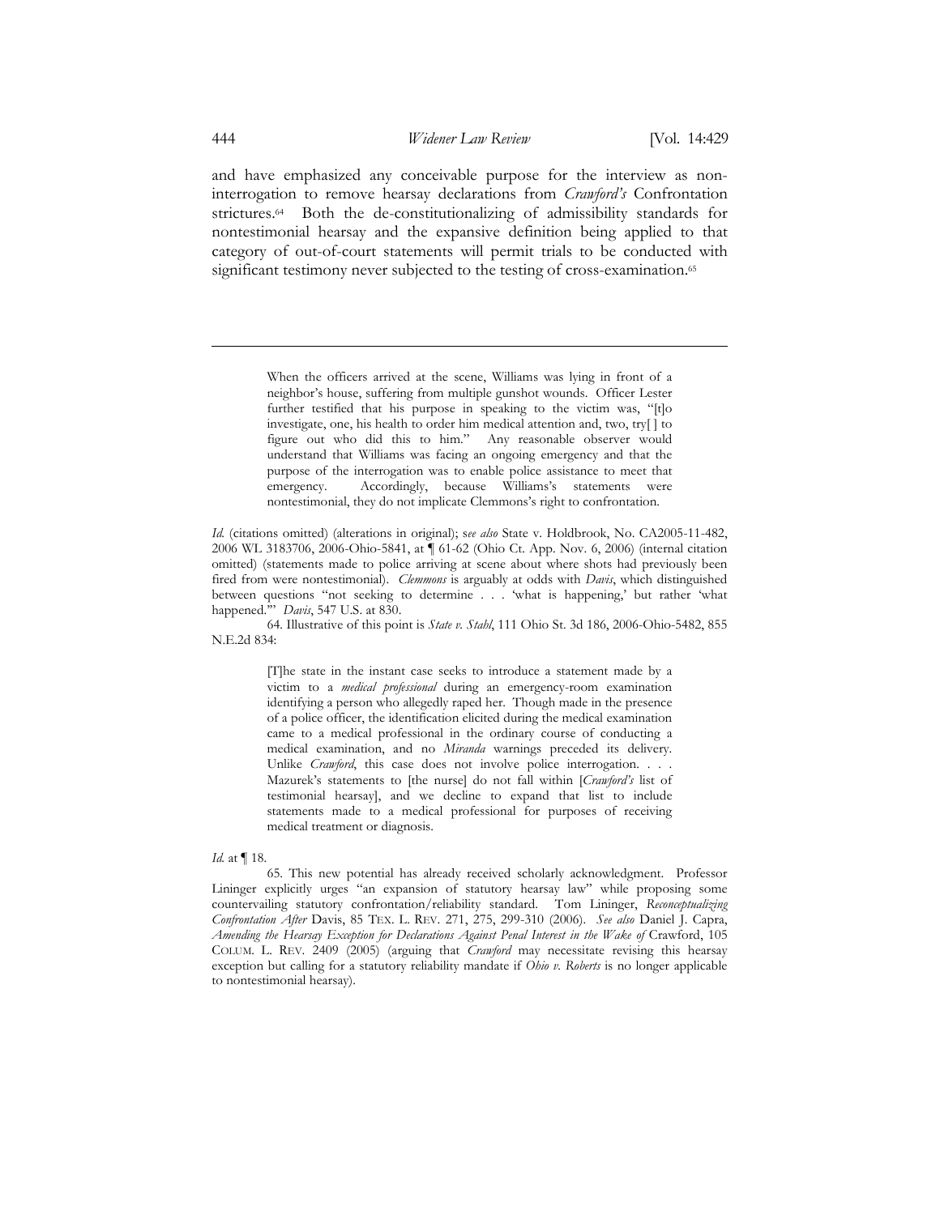and have emphasized any conceivable purpose for the interview as non-interrogation to remove hearsay declarations from *Crawford's* Confrontation strictures.[64] Both the de-constitutionalizing of admissibility standards for nontestimonial hearsay and the expansive definition being applied to that category of out-of-court statements will permit trials to be conducted with significant testimony never subjected to the testing of cross-examination.[65]

---

> When the officers arrived at the scene, Williams was lying in front of a neighbor's house, suffering from multiple gunshot wounds. Officer Lester further testified that his purpose in speaking to the victim was, "[t]o investigate, one, his health to order him medical attention and, two, try[ ] to figure out who did this to him." Any reasonable observer would understand that Williams was facing an ongoing emergency and that the purpose of the interrogation was to enable police assistance to meet that emergency. Accordingly, because Williams's statements were nontestimonial, they do not implicate Clemmons's right to confrontation.

*Id.* (citations omitted) (alterations in original); s*ee also* State v. Holdbrook, No. CA2005-11-482, 2006 WL 3183706, 2006-Ohio-5841, at ¶ 61-62 (Ohio Ct. App. Nov. 6, 2006) (internal citation omitted) (statements made to police arriving at scene about where shots had previously been fired from were nontestimonial). *Clemmons* is arguably at odds with *Davis*, which distinguished between questions "not seeking to determine . . . 'what is happening,' but rather 'what happened.'" *Davis*, 547 U.S. at 830.

64. Illustrative of this point is *State v. Stahl*, 111 Ohio St. 3d 186, 2006-Ohio-5482, 855 N.E.2d 834:

> [T]he state in the instant case seeks to introduce a statement made by a victim to a *medical professional* during an emergency-room examination identifying a person who allegedly raped her. Though made in the presence of a police officer, the identification elicited during the medical examination came to a medical professional in the ordinary course of conducting a medical examination, and no *Miranda* warnings preceded its delivery. Unlike *Crawford*, this case does not involve police interrogation. . . . Mazurek's statements to [the nurse] do not fall within [*Crawford's* list of testimonial hearsay], and we decline to expand that list to include statements made to a medical professional for purposes of receiving medical treatment or diagnosis.

*Id.* at ¶ 18.

65. This new potential has already received scholarly acknowledgment. Professor Lininger explicitly urges "an expansion of statutory hearsay law" while proposing some countervailing statutory confrontation/reliability standard. Tom Lininger, *Reconceptualizing Confrontation After* Davis, 85 TEX. L. REV. 271, 275, 299-310 (2006). *See also* Daniel J. Capra, *Amending the Hearsay Exception for Declarations Against Penal Interest in the Wake of* Crawford, 105 COLUM. L. REV. 2409 (2005) (arguing that *Crawford* may necessitate revising this hearsay exception but calling for a statutory reliability mandate if *Ohio v. Roberts* is no longer applicable to nontestimonial hearsay).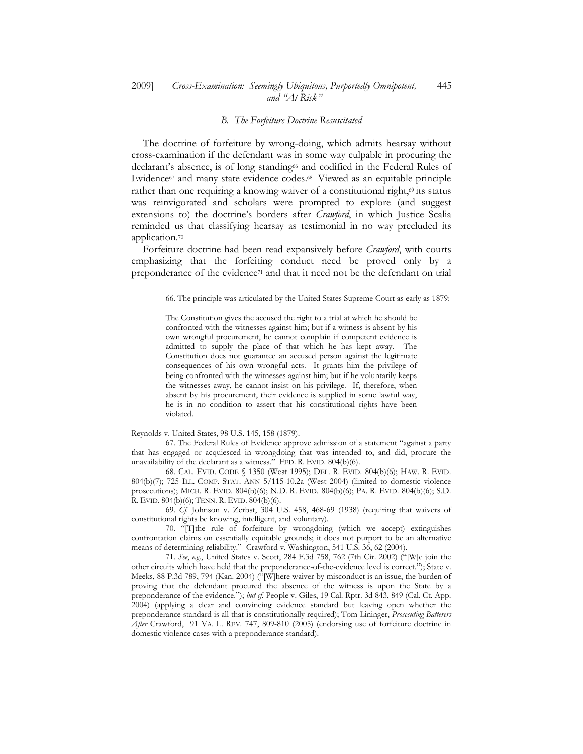### B. *The Forfeiture Doctrine Resuscitated*

The doctrine of forfeiture by wrong-doing, which admits hearsay without cross-examination if the defendant was in some way culpable in procuring the declarant's absence, is of long standing[66] and codified in the Federal Rules of Evidence[67] and many state evidence codes.[68] Viewed as an equitable principle rather than one requiring a knowing waiver of a constitutional right,[69] its status was reinvigorated and scholars were prompted to explore (and suggest extensions to) the doctrine's borders after *Crawford*, in which Justice Scalia reminded us that classifying hearsay as testimonial in no way precluded its application.[70]

Forfeiture doctrine had been read expansively before *Crawford*, with courts emphasizing that the forfeiting conduct need be proved only by a preponderance of the evidence[71] and that it need not be the defendant on trial

---

66. The principle was articulated by the United States Supreme Court as early as 1879:

> The Constitution gives the accused the right to a trial at which he should be confronted with the witnesses against him; but if a witness is absent by his own wrongful procurement, he cannot complain if competent evidence is admitted to supply the place of that which he has kept away. The Constitution does not guarantee an accused person against the legitimate consequences of his own wrongful acts. It grants him the privilege of being confronted with the witnesses against him; but if he voluntarily keeps the witnesses away, he cannot insist on his privilege. If, therefore, when absent by his procurement, their evidence is supplied in some lawful way, he is in no condition to assert that his constitutional rights have been violated.

Reynolds v. United States, 98 U.S. 145, 158 (1879).

67. The Federal Rules of Evidence approve admission of a statement "against a party that has engaged or acquiesced in wrongdoing that was intended to, and did, procure the unavailability of the declarant as a witness." FED. R. EVID. 804(b)(6).

68. CAL. EVID. CODE § 1350 (West 1995); DEL. R. EVID. 804(b)(6); HAW. R. EVID. 804(b)(7); 725 ILL. COMP. STAT. ANN 5/115-10.2a (West 2004) (limited to domestic violence prosecutions); MICH. R. EVID. 804(b)(6); N.D. R. EVID. 804(b)(6); PA. R. EVID. 804(b)(6); S.D. R. EVID. 804(b)(6); TENN. R. EVID. 804(b)(6).

69. *Cf.* Johnson v. Zerbst, 304 U.S. 458, 468-69 (1938) (requiring that waivers of constitutional rights be knowing, intelligent, and voluntary).

70. "[T]the rule of forfeiture by wrongdoing (which we accept) extinguishes confrontation claims on essentially equitable grounds; it does not purport to be an alternative means of determining reliability." Crawford v. Washington, 541 U.S. 36, 62 (2004).

71. *See*, *e.g.*, United States v. Scott, 284 F.3d 758, 762 (7th Cir. 2002) ("[W]e join the other circuits which have held that the preponderance-of-the-evidence level is correct."); State v. Meeks, 88 P.3d 789, 794 (Kan. 2004) ("[W]here waiver by misconduct is an issue, the burden of proving that the defendant procured the absence of the witness is upon the State by a preponderance of the evidence."); *but cf.* People v. Giles, 19 Cal. Rptr. 3d 843, 849 (Cal. Ct. App. 2004) (applying a clear and convincing evidence standard but leaving open whether the preponderance standard is all that is constitutionally required); Tom Lininger, *Prosecuting Batterers After* Crawford, 91 VA. L. REV. 747, 809-810 (2005) (endorsing use of forfeiture doctrine in domestic violence cases with a preponderance standard).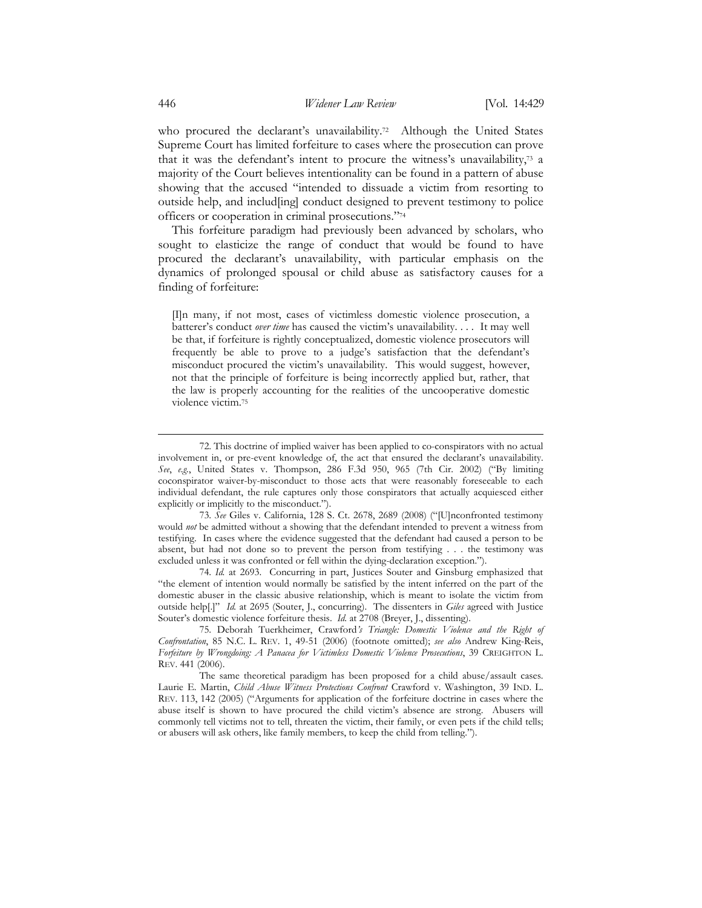who procured the declarant's unavailability.[72] Although the United States Supreme Court has limited forfeiture to cases where the prosecution can prove that it was the defendant's intent to procure the witness's unavailability,[73] a majority of the Court believes intentionality can be found in a pattern of abuse showing that the accused "intended to dissuade a victim from resorting to outside help, and includ[ing] conduct designed to prevent testimony to police officers or cooperation in criminal prosecutions."[74]

This forfeiture paradigm had previously been advanced by scholars, who sought to elasticize the range of conduct that would be found to have procured the declarant's unavailability, with particular emphasis on the dynamics of prolonged spousal or child abuse as satisfactory causes for a finding of forfeiture:

> [I]n many, if not most, cases of victimless domestic violence prosecution, a batterer's conduct *over time* has caused the victim's unavailability. . . . It may well be that, if forfeiture is rightly conceptualized, domestic violence prosecutors will frequently be able to prove to a judge's satisfaction that the defendant's misconduct procured the victim's unavailability. This would suggest, however, not that the principle of forfeiture is being incorrectly applied but, rather, that the law is properly accounting for the realities of the uncooperative domestic violence victim.[75]

---

72. This doctrine of implied waiver has been applied to co-conspirators with no actual involvement in, or pre-event knowledge of, the act that ensured the declarant's unavailability. *See*, *e.g.*, United States v. Thompson, 286 F.3d 950, 965 (7th Cir. 2002) ("By limiting coconspirator waiver-by-misconduct to those acts that were reasonably foreseeable to each individual defendant, the rule captures only those conspirators that actually acquiesced either explicitly or implicitly to the misconduct.").

73. *See* Giles v. California, 128 S. Ct. 2678, 2689 (2008) ("[U]nconfronted testimony would *not* be admitted without a showing that the defendant intended to prevent a witness from testifying. In cases where the evidence suggested that the defendant had caused a person to be absent, but had not done so to prevent the person from testifying . . . the testimony was excluded unless it was confronted or fell within the dying-declaration exception.").

74. *Id.* at 2693. Concurring in part, Justices Souter and Ginsburg emphasized that "the element of intention would normally be satisfied by the intent inferred on the part of the domestic abuser in the classic abusive relationship, which is meant to isolate the victim from outside help[.]" *Id.* at 2695 (Souter, J., concurring). The dissenters in *Giles* agreed with Justice Souter's domestic violence forfeiture thesis. *Id.* at 2708 (Breyer, J., dissenting).

75. Deborah Tuerkheimer, Crawford*'s Triangle: Domestic Violence and the Right of Confrontation*, 85 N.C. L. REV. 1, 49-51 (2006) (footnote omitted); *see also* Andrew King-Reis, *Forfeiture by Wrongdoing: A Panacea for Victimless Domestic Violence Prosecutions*, 39 CREIGHTON L. REV. 441 (2006).

The same theoretical paradigm has been proposed for a child abuse/assault cases. Laurie E. Martin, *Child Abuse Witness Protections Confront* Crawford v. Washington, 39 IND. L. REV. 113, 142 (2005) ("Arguments for application of the forfeiture doctrine in cases where the abuse itself is shown to have procured the child victim's absence are strong. Abusers will commonly tell victims not to tell, threaten the victim, their family, or even pets if the child tells; or abusers will ask others, like family members, to keep the child from telling.").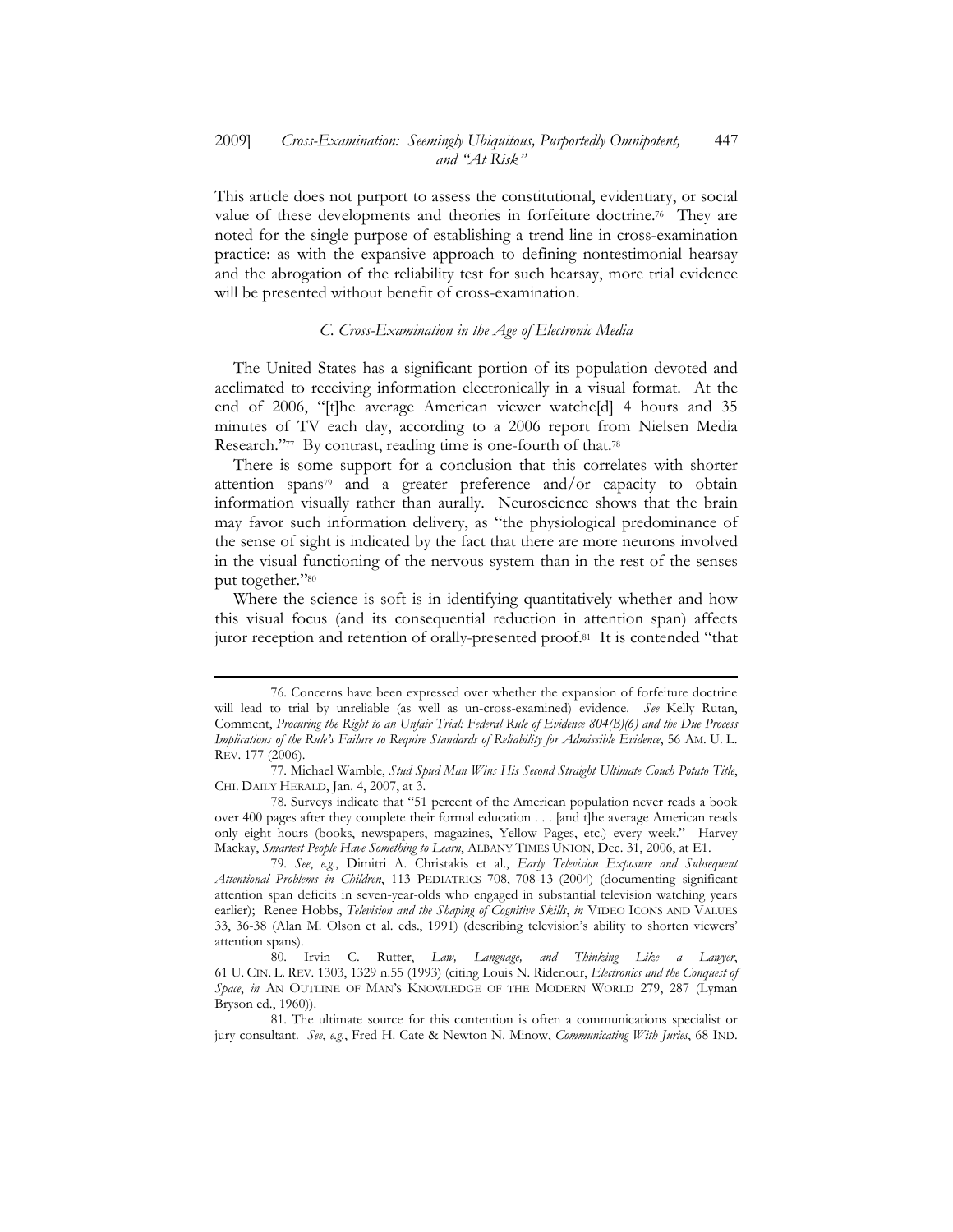This article does not purport to assess the constitutional, evidentiary, or social value of these developments and theories in forfeiture doctrine.[76] They are noted for the single purpose of establishing a trend line in cross-examination practice: as with the expansive approach to defining nontestimonial hearsay and the abrogation of the reliability test for such hearsay, more trial evidence will be presented without benefit of cross-examination.

### *C. Cross-Examination in the Age of Electronic Media*

The United States has a significant portion of its population devoted and acclimated to receiving information electronically in a visual format. At the end of 2006, "[t]he average American viewer watche[d] 4 hours and 35 minutes of TV each day, according to a 2006 report from Nielsen Media Research."[77] By contrast, reading time is one-fourth of that.[78]

There is some support for a conclusion that this correlates with shorter attention spans[79] and a greater preference and/or capacity to obtain information visually rather than aurally. Neuroscience shows that the brain may favor such information delivery, as "the physiological predominance of the sense of sight is indicated by the fact that there are more neurons involved in the visual functioning of the nervous system than in the rest of the senses put together."[80]

Where the science is soft is in identifying quantitatively whether and how this visual focus (and its consequential reduction in attention span) affects juror reception and retention of orally-presented proof.[81] It is contended "that

---

76. Concerns have been expressed over whether the expansion of forfeiture doctrine will lead to trial by unreliable (as well as un-cross-examined) evidence. *See* Kelly Rutan, Comment, *Procuring the Right to an Unfair Trial: Federal Rule of Evidence 804(B)(6) and the Due Process Implications of the Rule's Failure to Require Standards of Reliability for Admissible Evidence*, 56 AM. U. L. REV. 177 (2006).

77. Michael Wamble, *Stud Spud Man Wins His Second Straight Ultimate Couch Potato Title*, CHI. DAILY HERALD, Jan. 4, 2007, at 3.

78. Surveys indicate that "51 percent of the American population never reads a book over 400 pages after they complete their formal education . . . [and t]he average American reads only eight hours (books, newspapers, magazines, Yellow Pages, etc.) every week." Harvey Mackay, *Smartest People Have Something to Learn*, ALBANY TIMES UNION, Dec. 31, 2006, at E1.

79. *See*, *e.g.*, Dimitri A. Christakis et al., *Early Television Exposure and Subsequent Attentional Problems in Children*, 113 PEDIATRICS 708, 708-13 (2004) (documenting significant attention span deficits in seven-year-olds who engaged in substantial television watching years earlier); Renee Hobbs, *Television and the Shaping of Cognitive Skills*, *in* VIDEO ICONS AND VALUES 33, 36-38 (Alan M. Olson et al. eds., 1991) (describing television's ability to shorten viewers' attention spans).

80. Irvin C. Rutter, *Law, Language, and Thinking Like a Lawyer*, 61 U. CIN. L. REV. 1303, 1329 n.55 (1993) (citing Louis N. Ridenour, *Electronics and the Conquest of Space*, *in* AN OUTLINE OF MAN'S KNOWLEDGE OF THE MODERN WORLD 279, 287 (Lyman Bryson ed., 1960)).

81. The ultimate source for this contention is often a communications specialist or jury consultant. *See*, *e.g.*, Fred H. Cate & Newton N. Minow, *Communicating With Juries*, 68 IND.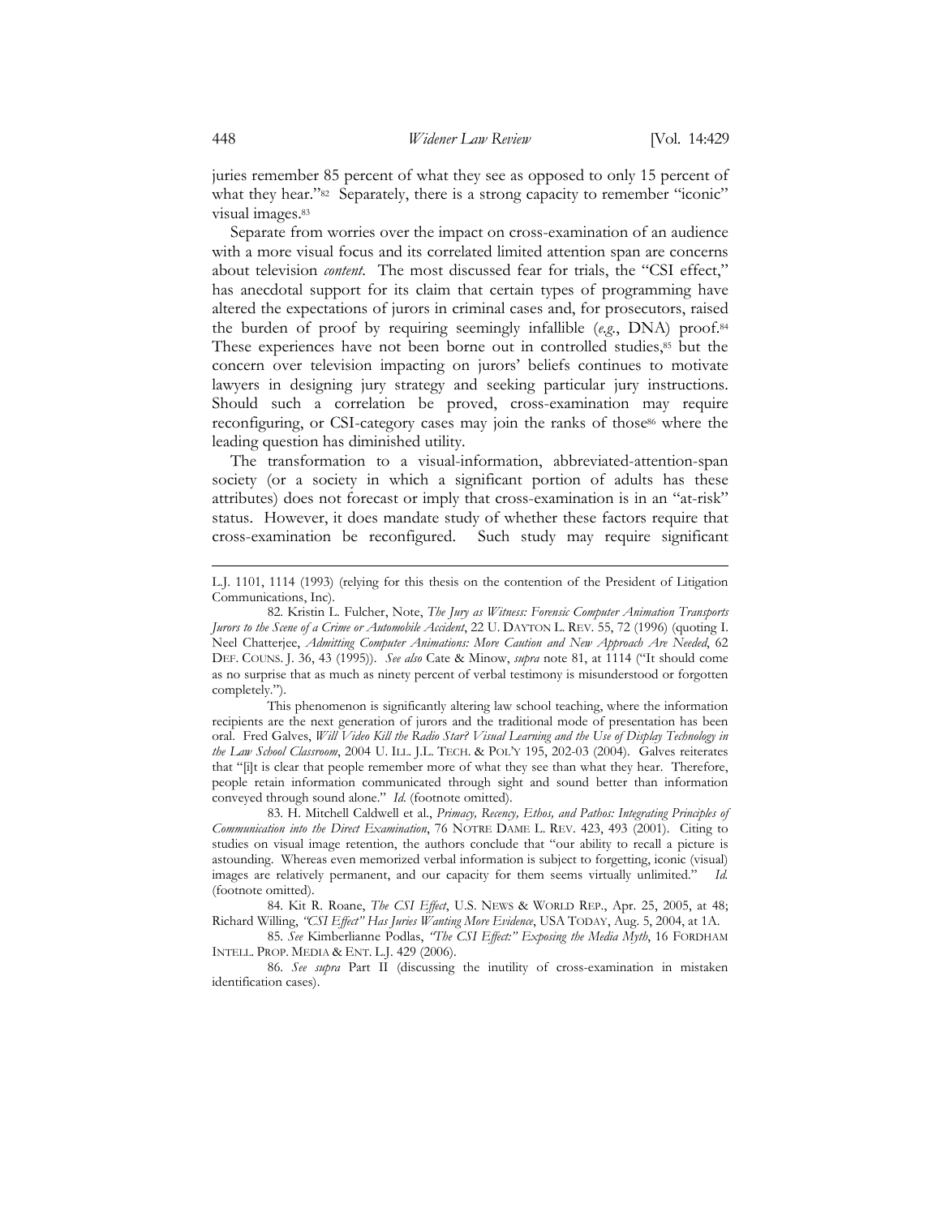juries remember 85 percent of what they see as opposed to only 15 percent of what they hear."[82] Separately, there is a strong capacity to remember "iconic" visual images.[83]

Separate from worries over the impact on cross-examination of an audience with a more visual focus and its correlated limited attention span are concerns about television *content*. The most discussed fear for trials, the "CSI effect," has anecdotal support for its claim that certain types of programming have altered the expectations of jurors in criminal cases and, for prosecutors, raised the burden of proof by requiring seemingly infallible (*e.g.*, DNA) proof.[84] These experiences have not been borne out in controlled studies,[85] but the concern over television impacting on jurors' beliefs continues to motivate lawyers in designing jury strategy and seeking particular jury instructions. Should such a correlation be proved, cross-examination may require reconfiguring, or CSI-category cases may join the ranks of those[86] where the leading question has diminished utility.

The transformation to a visual-information, abbreviated-attention-span society (or a society in which a significant portion of adults has these attributes) does not forecast or imply that cross-examination is in an "at-risk" status. However, it does mandate study of whether these factors require that cross-examination be reconfigured. Such study may require significant

---

L.J. 1101, 1114 (1993) (relying for this thesis on the contention of the President of Litigation Communications, Inc).

82. Kristin L. Fulcher, Note, *The Jury as Witness: Forensic Computer Animation Transports Jurors to the Scene of a Crime or Automobile Accident*, 22 U. DAYTON L. REV. 55, 72 (1996) (quoting I. Neel Chatterjee, *Admitting Computer Animations: More Caution and New Approach Are Needed*, 62 DEF. COUNS. J. 36, 43 (1995)). *See also* Cate & Minow, *supra* note 81, at 1114 ("It should come as no surprise that as much as ninety percent of verbal testimony is misunderstood or forgotten completely.").

This phenomenon is significantly altering law school teaching, where the information recipients are the next generation of jurors and the traditional mode of presentation has been oral. Fred Galves, *Will Video Kill the Radio Star? Visual Learning and the Use of Display Technology in the Law School Classroom*, 2004 U. ILL. J.L. TECH. & POL'Y 195, 202-03 (2004). Galves reiterates that "[i]t is clear that people remember more of what they see than what they hear. Therefore, people retain information communicated through sight and sound better than information conveyed through sound alone." *Id.* (footnote omitted).

83. H. Mitchell Caldwell et al., *Primacy, Recency, Ethos, and Pathos: Integrating Principles of Communication into the Direct Examination*, 76 NOTRE DAME L. REV. 423, 493 (2001). Citing to studies on visual image retention, the authors conclude that "our ability to recall a picture is astounding. Whereas even memorized verbal information is subject to forgetting, iconic (visual) images are relatively permanent, and our capacity for them seems virtually unlimited." *Id.* (footnote omitted).

84. Kit R. Roane, *The CSI Effect*, U.S. NEWS & WORLD REP., Apr. 25, 2005, at 48; Richard Willing, *"CSI Effect" Has Juries Wanting More Evidence*, USA TODAY, Aug. 5, 2004, at 1A.

85. *See* Kimberlianne Podlas, *"The CSI Effect:" Exposing the Media Myth*, 16 FORDHAM INTELL. PROP. MEDIA & ENT. L.J. 429 (2006).

86. *See supra* Part II (discussing the inutility of cross-examination in mistaken identification cases).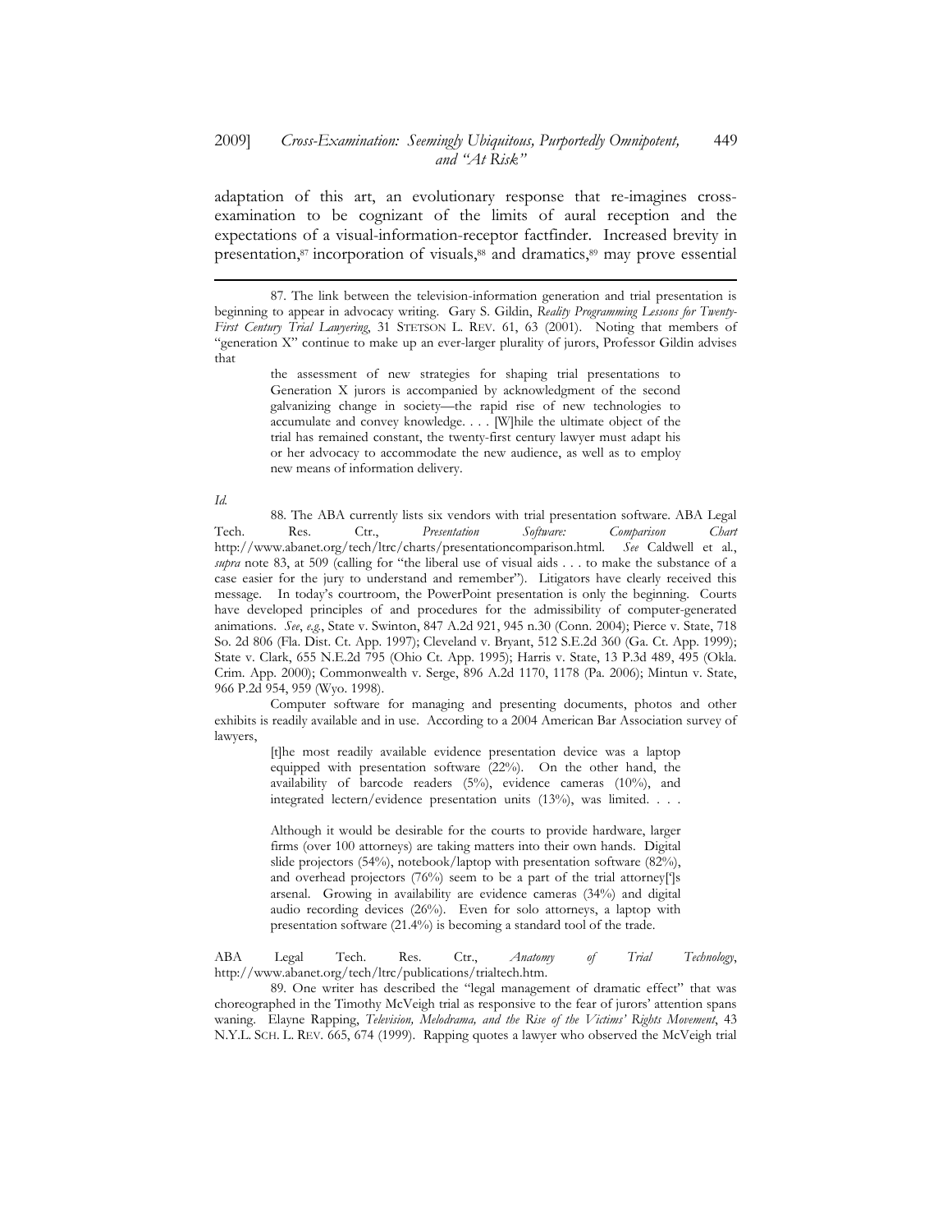adaptation of this art, an evolutionary response that re-imagines cross-examination to be cognizant of the limits of aural reception and the expectations of a visual-information-receptor factfinder. Increased brevity in presentation,[87] incorporation of visuals,[88] and dramatics,[89] may prove essential

---

87. The link between the television-information generation and trial presentation is beginning to appear in advocacy writing. Gary S. Gildin, *Reality Programming Lessons for Twenty-First Century Trial Lawyering*, 31 STETSON L. REV. 61, 63 (2001). Noting that members of "generation X" continue to make up an ever-larger plurality of jurors, Professor Gildin advises that

> the assessment of new strategies for shaping trial presentations to Generation X jurors is accompanied by acknowledgment of the second galvanizing change in society—the rapid rise of new technologies to accumulate and convey knowledge. . . . [W]hile the ultimate object of the trial has remained constant, the twenty-first century lawyer must adapt his or her advocacy to accommodate the new audience, as well as to employ new means of information delivery.

*Id.*

88. The ABA currently lists six vendors with trial presentation software. ABA Legal Tech. Res. Ctr., *Presentation Software: Comparison Chart* http://www.abanet.org/tech/ltrc/charts/presentationcomparison.html. *See* Caldwell et al., *supra* note 83, at 509 (calling for "the liberal use of visual aids . . . to make the substance of a case easier for the jury to understand and remember"). Litigators have clearly received this message. In today's courtroom, the PowerPoint presentation is only the beginning. Courts have developed principles of and procedures for the admissibility of computer-generated animations. *See, e.g.*, State v. Swinton, 847 A.2d 921, 945 n.30 (Conn. 2004); Pierce v. State, 718 So. 2d 806 (Fla. Dist. Ct. App. 1997); Cleveland v. Bryant, 512 S.E.2d 360 (Ga. Ct. App. 1999); State v. Clark, 655 N.E.2d 795 (Ohio Ct. App. 1995); Harris v. State, 13 P.3d 489, 495 (Okla. Crim. App. 2000); Commonwealth v. Serge, 896 A.2d 1170, 1178 (Pa. 2006); Mintun v. State, 966 P.2d 954, 959 (Wyo. 1998).

Computer software for managing and presenting documents, photos and other exhibits is readily available and in use. According to a 2004 American Bar Association survey of lawyers,

> [t]he most readily available evidence presentation device was a laptop equipped with presentation software (22%). On the other hand, the availability of barcode readers (5%), evidence cameras (10%), and integrated lectern/evidence presentation units (13%), was limited. . . .
>
> Although it would be desirable for the courts to provide hardware, larger firms (over 100 attorneys) are taking matters into their own hands. Digital slide projectors (54%), notebook/laptop with presentation software (82%), and overhead projectors (76%) seem to be a part of the trial attorney[']s arsenal. Growing in availability are evidence cameras (34%) and digital audio recording devices (26%). Even for solo attorneys, a laptop with presentation software (21.4%) is becoming a standard tool of the trade.

ABA Legal Tech. Res. Ctr., *Anatomy of Trial Technology*, http://www.abanet.org/tech/ltrc/publications/trialtech.htm.

89. One writer has described the "legal management of dramatic effect" that was choreographed in the Timothy McVeigh trial as responsive to the fear of jurors' attention spans waning. Elayne Rapping, *Television, Melodrama, and the Rise of the Victims' Rights Movement*, 43 N.Y.L. SCH. L. REV. 665, 674 (1999). Rapping quotes a lawyer who observed the McVeigh trial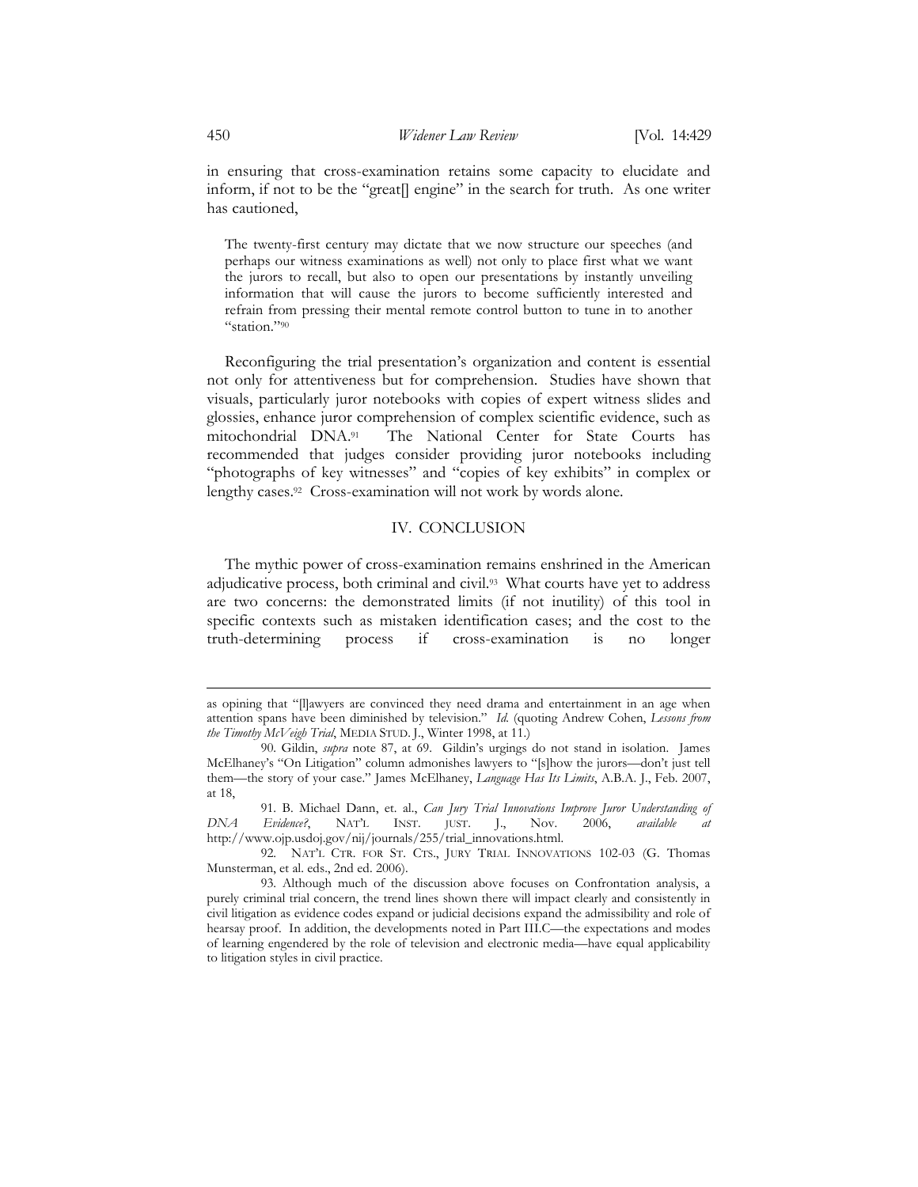in ensuring that cross-examination retains some capacity to elucidate and inform, if not to be the "great[] engine" in the search for truth. As one writer has cautioned,

> The twenty-first century may dictate that we now structure our speeches (and perhaps our witness examinations as well) not only to place first what we want the jurors to recall, but also to open our presentations by instantly unveiling information that will cause the jurors to become sufficiently interested and refrain from pressing their mental remote control button to tune in to another "station."[90]

Reconfiguring the trial presentation's organization and content is essential not only for attentiveness but for comprehension. Studies have shown that visuals, particularly juror notebooks with copies of expert witness slides and glossies, enhance juror comprehension of complex scientific evidence, such as mitochondrial DNA.[91] The National Center for State Courts has recommended that judges consider providing juror notebooks including "photographs of key witnesses" and "copies of key exhibits" in complex or lengthy cases.[92] Cross-examination will not work by words alone.

## IV. CONCLUSION

The mythic power of cross-examination remains enshrined in the American adjudicative process, both criminal and civil.[93] What courts have yet to address are two concerns: the demonstrated limits (if not inutility) of this tool in specific contexts such as mistaken identification cases; and the cost to the truth-determining process if cross-examination is no longer

---

as opining that "[l]awyers are convinced they need drama and entertainment in an age when attention spans have been diminished by television." *Id.* (quoting Andrew Cohen, *Lessons from the Timothy McVeigh Trial*, MEDIA STUD. J., Winter 1998, at 11.)

90. Gildin, *supra* note 87, at 69. Gildin's urgings do not stand in isolation. James McElhaney's "On Litigation" column admonishes lawyers to "[s]how the jurors—don't just tell them—the story of your case." James McElhaney, *Language Has Its Limits*, A.B.A. J., Feb. 2007, at 18,

91. B. Michael Dann, et. al., *Can Jury Trial Innovations Improve Juror Understanding of DNA Evidence?*, NAT'L INST. JUST. J., Nov. 2006, *available at* http://www.ojp.usdoj.gov/nij/journals/255/trial_innovations.html.

92. NAT'L CTR. FOR ST. CTS., JURY TRIAL INNOVATIONS 102-03 (G. Thomas Munsterman, et al. eds., 2nd ed. 2006).

93. Although much of the discussion above focuses on Confrontation analysis, a purely criminal trial concern, the trend lines shown there will impact clearly and consistently in civil litigation as evidence codes expand or judicial decisions expand the admissibility and role of hearsay proof. In addition, the developments noted in Part III.C—the expectations and modes of learning engendered by the role of television and electronic media—have equal applicability to litigation styles in civil practice.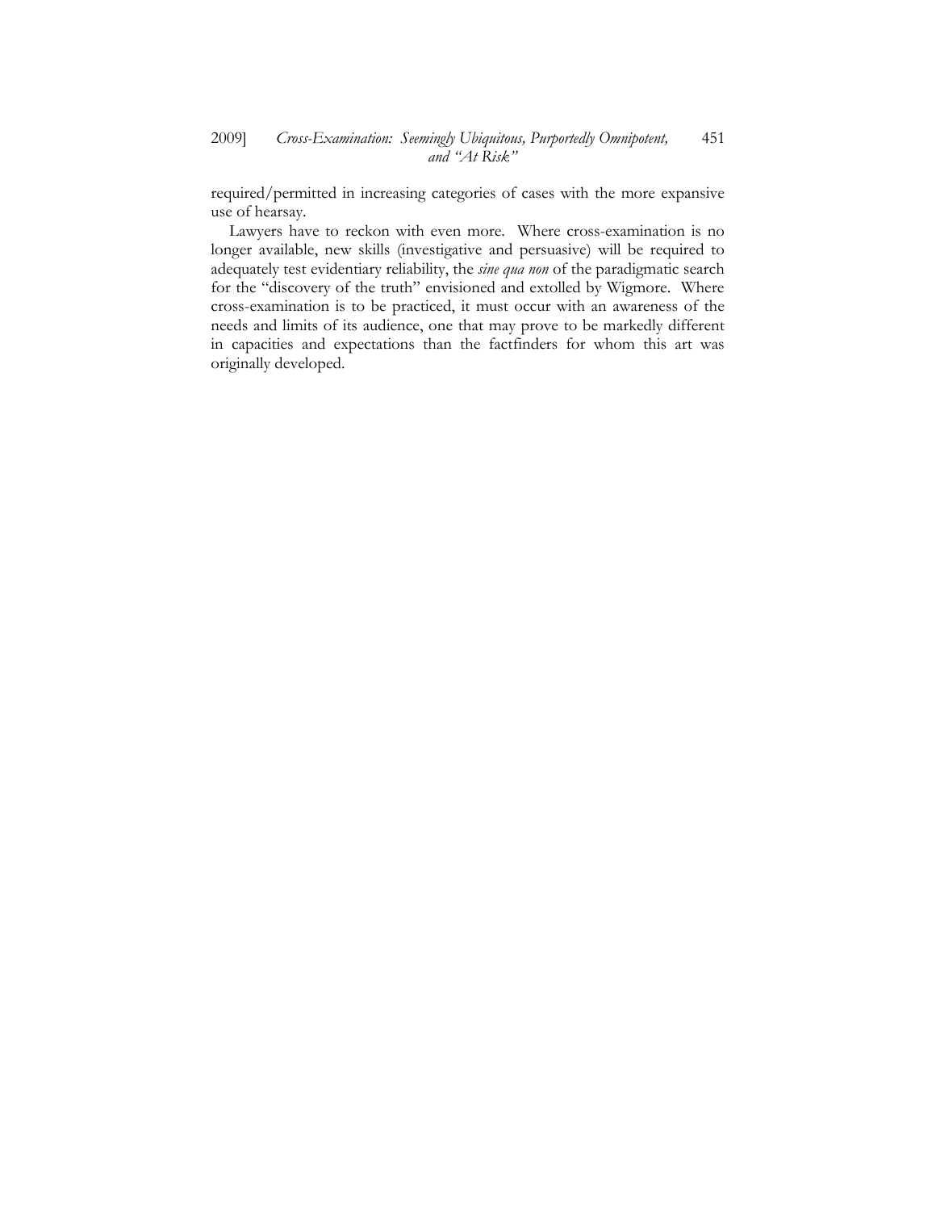required/permitted in increasing categories of cases with the more expansive use of hearsay.

Lawyers have to reckon with even more. Where cross-examination is no longer available, new skills (investigative and persuasive) will be required to adequately test evidentiary reliability, the *sine qua non* of the paradigmatic search for the "discovery of the truth" envisioned and extolled by Wigmore. Where cross-examination is to be practiced, it must occur with an awareness of the needs and limits of its audience, one that may prove to be markedly different in capacities and expectations than the factfinders for whom this art was originally developed.